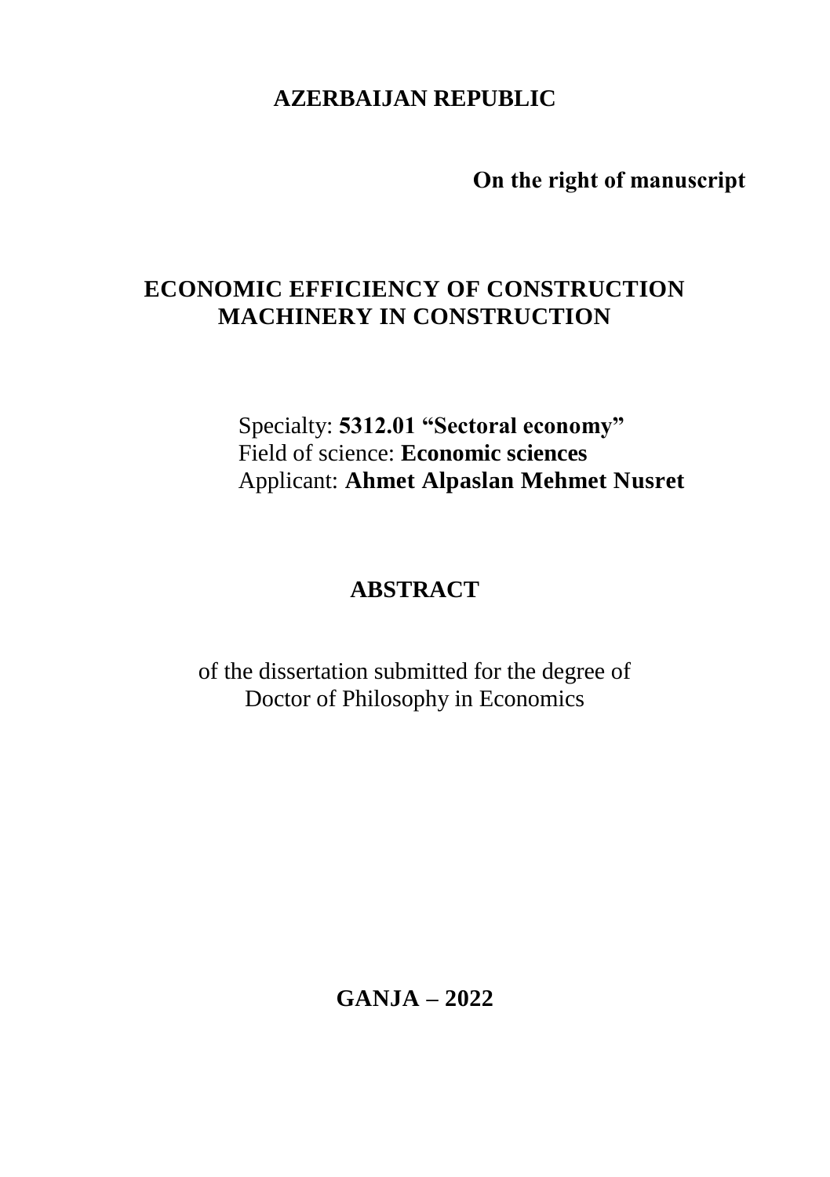**AZERBAIJAN REPUBLIC**

**On the right of manuscript**

# ECONOMIC EFFICIENCY OF CONSTRUCTION MACHINERY IN CONSTRUCTION

Specialty: **5312.01 "Sectoral economy"**
Field of science: **Economic sciences**
Applicant: **Ahmet Alpaslan Mehmet Nusret**

## ABSTRACT

of the dissertation submitted for the degree of
Doctor of Philosophy in Economics

**GANJA – 2022**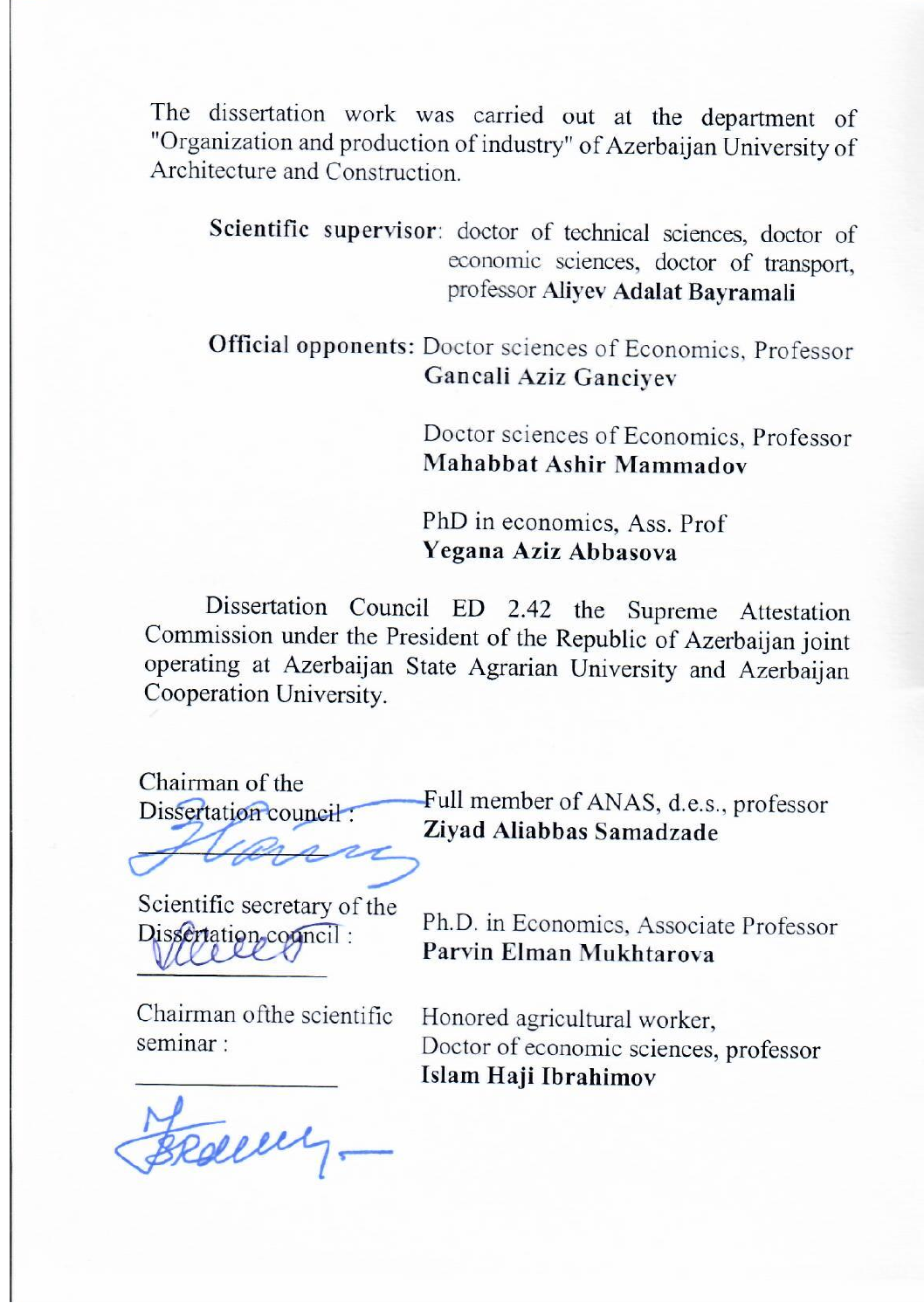The dissertation work was carried out at the department of "Organization and production of industry" of Azerbaijan University of Architecture and Construction.

**Scientific supervisor**: doctor of technical sciences, doctor of economic sciences, doctor of transport, professor **Aliyev Adalat Bayramali**

**Official opponents**: Doctor sciences of Economics, Professor **Gancali Aziz Ganciyev**

Doctor sciences of Economics, Professor **Mahabbat Ashir Mammadov**

PhD in economics, Ass. Prof **Yegana Aziz Abbasova**

Dissertation Council ED 2.42 the Supreme Attestation Commission under the President of the Republic of Azerbaijan joint operating at Azerbaijan State Agrarian University and Azerbaijan Cooperation University.

Chairman of the Dissertation council: Full member of ANAS, d.e.s., professor **Ziyad Aliabbas Samadzade**

Scientific secretary of the Dissertation council: Ph.D. in Economics, Associate Professor **Parvin Elman Mukhtarova**

Chairman ofthe scientific seminar: Honored agricultural worker, Doctor of economic sciences, professor **Islam Haji Ibrahimov**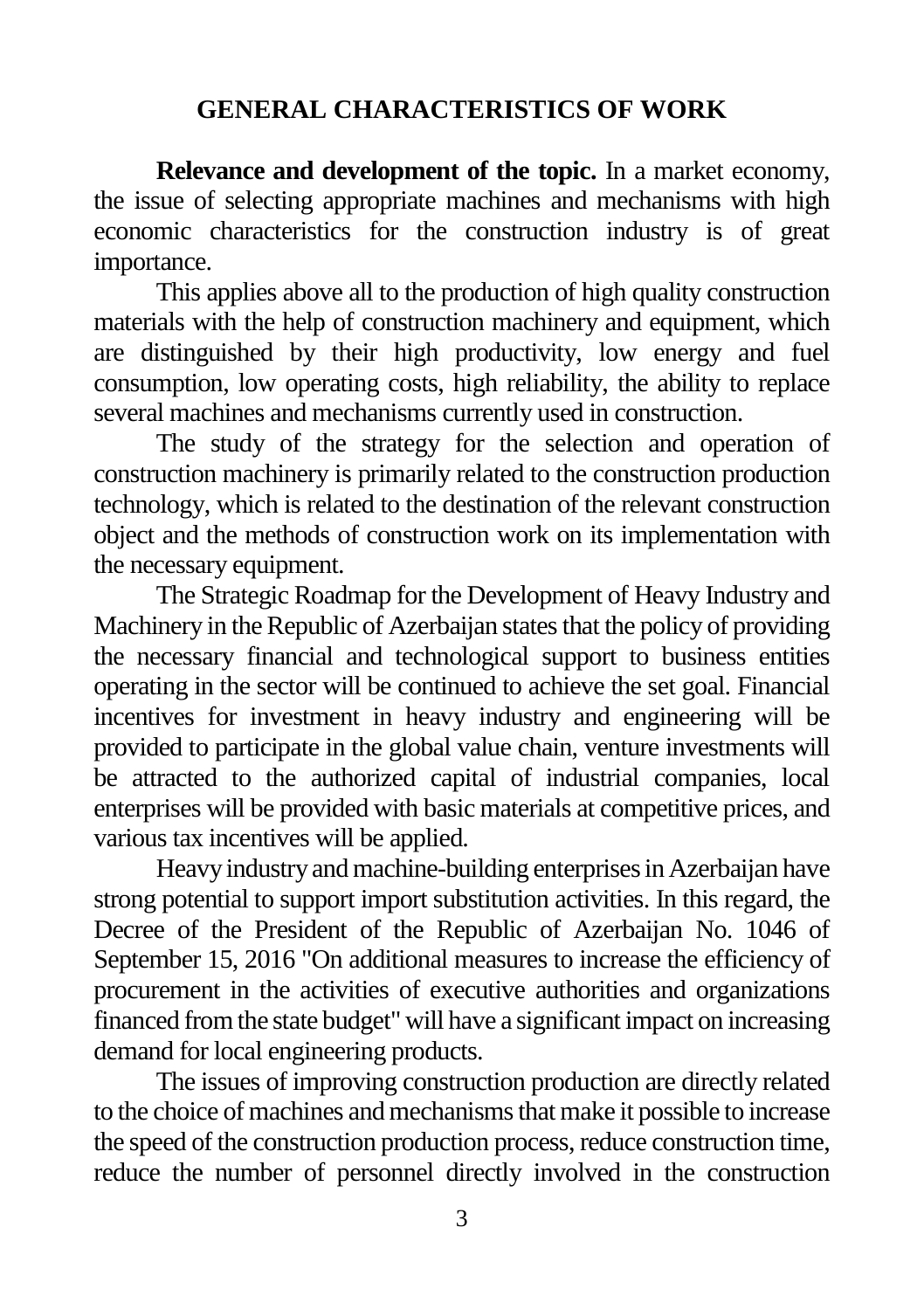## GENERAL CHARACTERISTICS OF WORK

**Relevance and development of the topic.** In a market economy, the issue of selecting appropriate machines and mechanisms with high economic characteristics for the construction industry is of great importance.

This applies above all to the production of high quality construction materials with the help of construction machinery and equipment, which are distinguished by their high productivity, low energy and fuel consumption, low operating costs, high reliability, the ability to replace several machines and mechanisms currently used in construction.

The study of the strategy for the selection and operation of construction machinery is primarily related to the construction production technology, which is related to the destination of the relevant construction object and the methods of construction work on its implementation with the necessary equipment.

The Strategic Roadmap for the Development of Heavy Industry and Machinery in the Republic of Azerbaijan states that the policy of providing the necessary financial and technological support to business entities operating in the sector will be continued to achieve the set goal. Financial incentives for investment in heavy industry and engineering will be provided to participate in the global value chain, venture investments will be attracted to the authorized capital of industrial companies, local enterprises will be provided with basic materials at competitive prices, and various tax incentives will be applied.

Heavy industry and machine-building enterprises in Azerbaijan have strong potential to support import substitution activities. In this regard, the Decree of the President of the Republic of Azerbaijan No. 1046 of September 15, 2016 "On additional measures to increase the efficiency of procurement in the activities of executive authorities and organizations financed from the state budget" will have a significant impact on increasing demand for local engineering products.

The issues of improving construction production are directly related to the choice of machines and mechanisms that make it possible to increase the speed of the construction production process, reduce construction time, reduce the number of personnel directly involved in the construction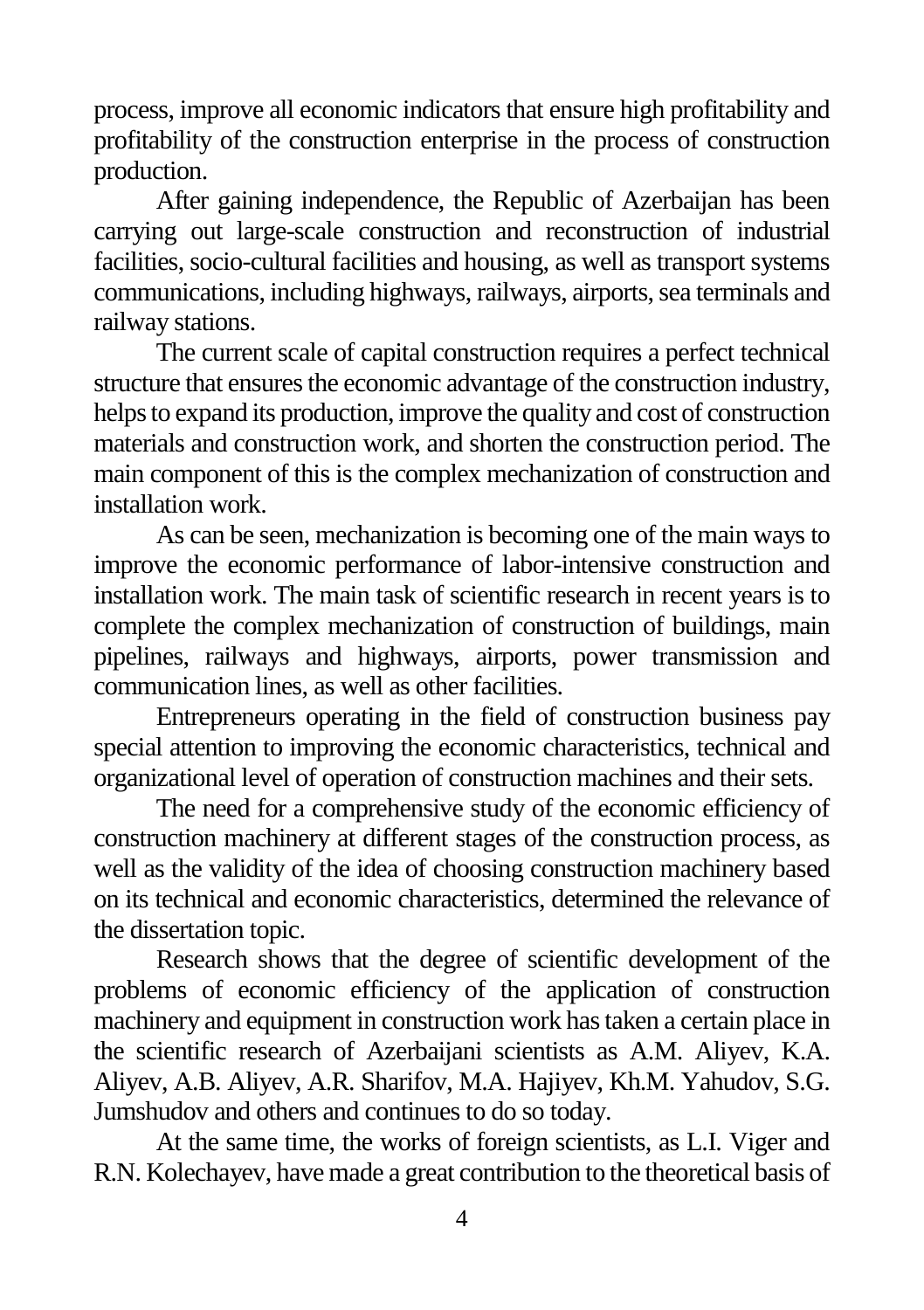process, improve all economic indicators that ensure high profitability and profitability of the construction enterprise in the process of construction production.

After gaining independence, the Republic of Azerbaijan has been carrying out large-scale construction and reconstruction of industrial facilities, socio-cultural facilities and housing, as well as transport systems communications, including highways, railways, airports, sea terminals and railway stations.

The current scale of capital construction requires a perfect technical structure that ensures the economic advantage of the construction industry, helps to expand its production, improve the quality and cost of construction materials and construction work, and shorten the construction period. The main component of this is the complex mechanization of construction and installation work.

As can be seen, mechanization is becoming one of the main ways to improve the economic performance of labor-intensive construction and installation work. The main task of scientific research in recent years is to complete the complex mechanization of construction of buildings, main pipelines, railways and highways, airports, power transmission and communication lines, as well as other facilities.

Entrepreneurs operating in the field of construction business pay special attention to improving the economic characteristics, technical and organizational level of operation of construction machines and their sets.

The need for a comprehensive study of the economic efficiency of construction machinery at different stages of the construction process, as well as the validity of the idea of choosing construction machinery based on its technical and economic characteristics, determined the relevance of the dissertation topic.

Research shows that the degree of scientific development of the problems of economic efficiency of the application of construction machinery and equipment in construction work has taken a certain place in the scientific research of Azerbaijani scientists as A.M. Aliyev, K.A. Aliyev, A.B. Aliyev, A.R. Sharifov, M.A. Hajiyev, Kh.M. Yahudov, S.G. Jumshudov and others and continues to do so today.

At the same time, the works of foreign scientists, as L.I. Viger and R.N. Kolechayev, have made a great contribution to the theoretical basis of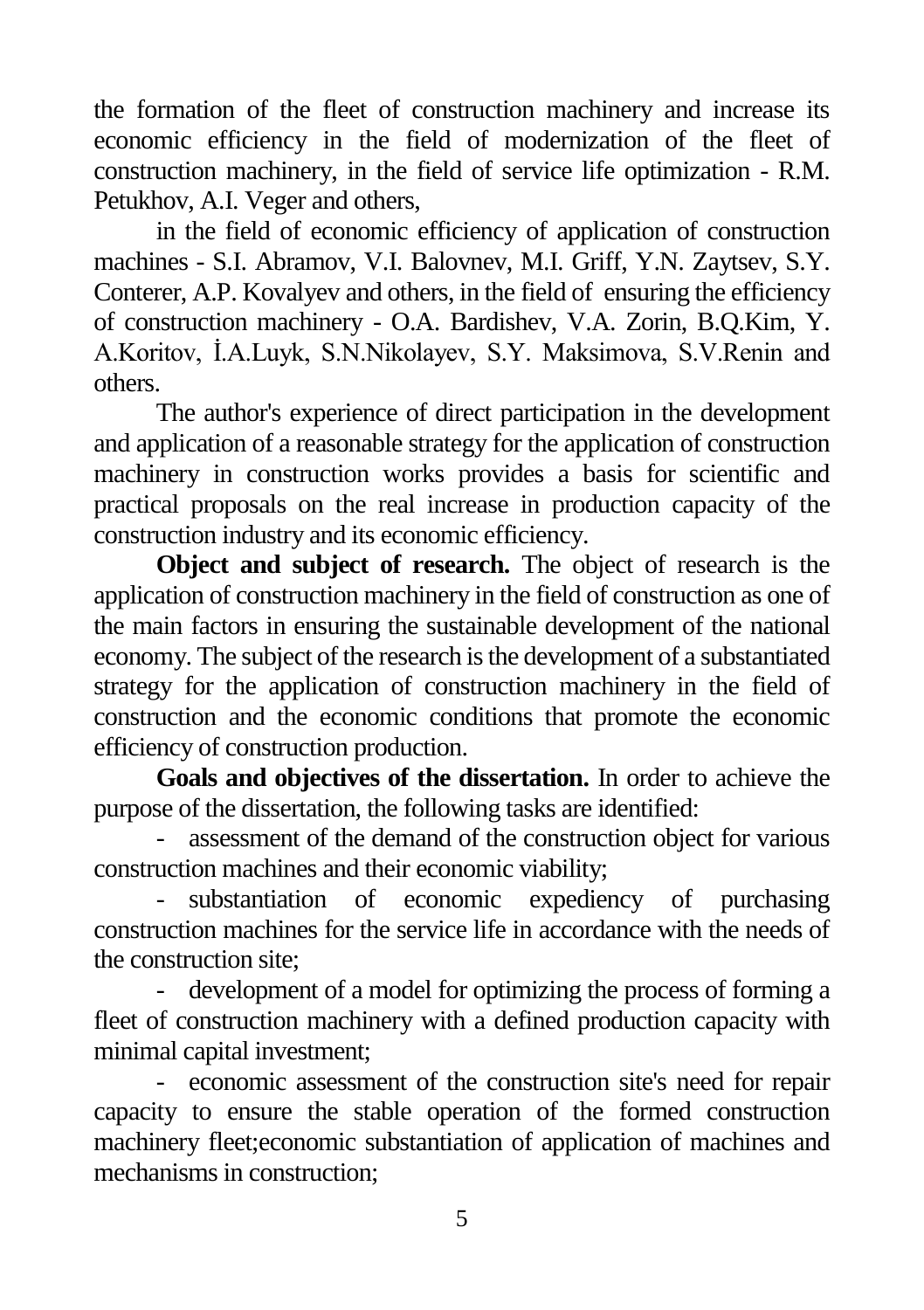the formation of the fleet of construction machinery and increase its economic efficiency in the field of modernization of the fleet of construction machinery, in the field of service life optimization - R.M. Petukhov, A.I. Veger and others,

in the field of economic efficiency of application of construction machines - S.I. Abramov, V.I. Balovnev, M.I. Griff, Y.N. Zaytsev, S.Y. Conterer, A.P. Kovalyev and others, in the field of ensuring the efficiency of construction machinery - O.A. Bardishev, V.A. Zorin, B.Q.Kim, Y. A.Koritov, İ.A.Luyk, S.N.Nikolayev, S.Y. Maksimova, S.V.Renin and others.

The author's experience of direct participation in the development and application of a reasonable strategy for the application of construction machinery in construction works provides a basis for scientific and practical proposals on the real increase in production capacity of the construction industry and its economic efficiency.

**Object and subject of research.** The object of research is the application of construction machinery in the field of construction as one of the main factors in ensuring the sustainable development of the national economy. The subject of the research is the development of a substantiated strategy for the application of construction machinery in the field of construction and the economic conditions that promote the economic efficiency of construction production.

**Goals and objectives of the dissertation.** In order to achieve the purpose of the dissertation, the following tasks are identified:

- assessment of the demand of the construction object for various construction machines and their economic viability;
- substantiation of economic expediency of purchasing construction machines for the service life in accordance with the needs of the construction site;
- development of a model for optimizing the process of forming a fleet of construction machinery with a defined production capacity with minimal capital investment;
- economic assessment of the construction site's need for repair capacity to ensure the stable operation of the formed construction machinery fleet;economic substantiation of application of machines and mechanisms in construction;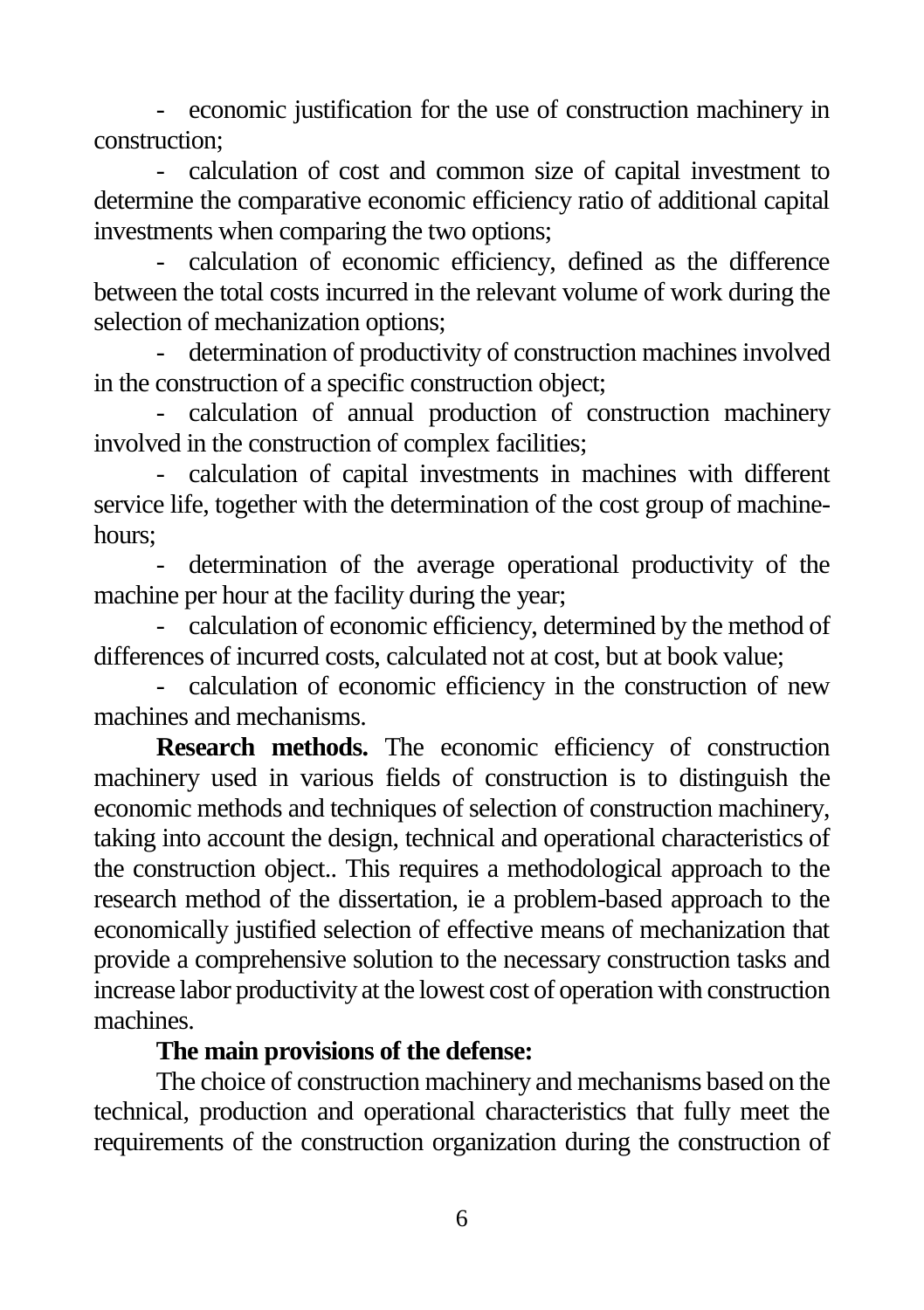- economic justification for the use of construction machinery in construction;
- calculation of cost and common size of capital investment to determine the comparative economic efficiency ratio of additional capital investments when comparing the two options;
- calculation of economic efficiency, defined as the difference between the total costs incurred in the relevant volume of work during the selection of mechanization options;
- determination of productivity of construction machines involved in the construction of a specific construction object;
- calculation of annual production of construction machinery involved in the construction of complex facilities;
- calculation of capital investments in machines with different service life, together with the determination of the cost group of machine-hours;
- determination of the average operational productivity of the machine per hour at the facility during the year;
- calculation of economic efficiency, determined by the method of differences of incurred costs, calculated not at cost, but at book value;
- calculation of economic efficiency in the construction of new machines and mechanisms.

**Research methods.** The economic efficiency of construction machinery used in various fields of construction is to distinguish the economic methods and techniques of selection of construction machinery, taking into account the design, technical and operational characteristics of the construction object.. This requires a methodological approach to the research method of the dissertation, ie a problem-based approach to the economically justified selection of effective means of mechanization that provide a comprehensive solution to the necessary construction tasks and increase labor productivity at the lowest cost of operation with construction machines.

**The main provisions of the defense:**

The choice of construction machinery and mechanisms based on the technical, production and operational characteristics that fully meet the requirements of the construction organization during the construction of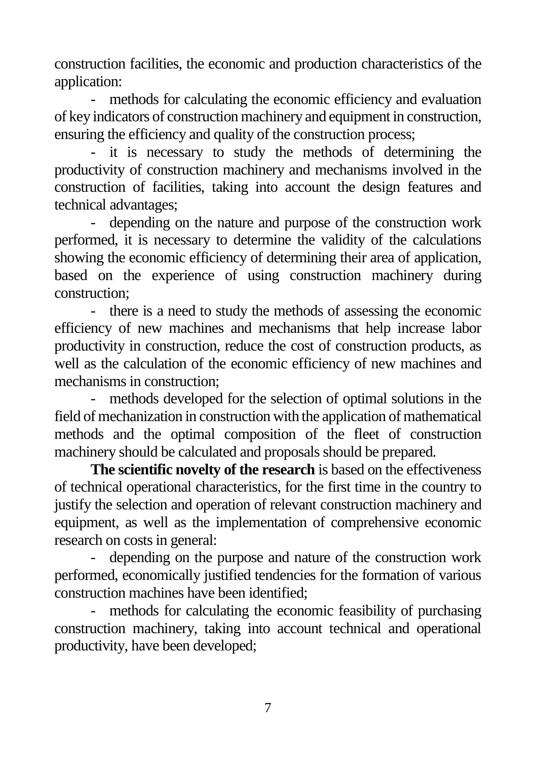construction facilities, the economic and production characteristics of the application:

- methods for calculating the economic efficiency and evaluation of key indicators of construction machinery and equipment in construction, ensuring the efficiency and quality of the construction process;
- it is necessary to study the methods of determining the productivity of construction machinery and mechanisms involved in the construction of facilities, taking into account the design features and technical advantages;
- depending on the nature and purpose of the construction work performed, it is necessary to determine the validity of the calculations showing the economic efficiency of determining their area of application, based on the experience of using construction machinery during construction;
- there is a need to study the methods of assessing the economic efficiency of new machines and mechanisms that help increase labor productivity in construction, reduce the cost of construction products, as well as the calculation of the economic efficiency of new machines and mechanisms in construction;
- methods developed for the selection of optimal solutions in the field of mechanization in construction with the application of mathematical methods and the optimal composition of the fleet of construction machinery should be calculated and proposals should be prepared.

**The scientific novelty of the research** is based on the effectiveness of technical operational characteristics, for the first time in the country to justify the selection and operation of relevant construction machinery and equipment, as well as the implementation of comprehensive economic research on costs in general:

- depending on the purpose and nature of the construction work performed, economically justified tendencies for the formation of various construction machines have been identified;
- methods for calculating the economic feasibility of purchasing construction machinery, taking into account technical and operational productivity, have been developed;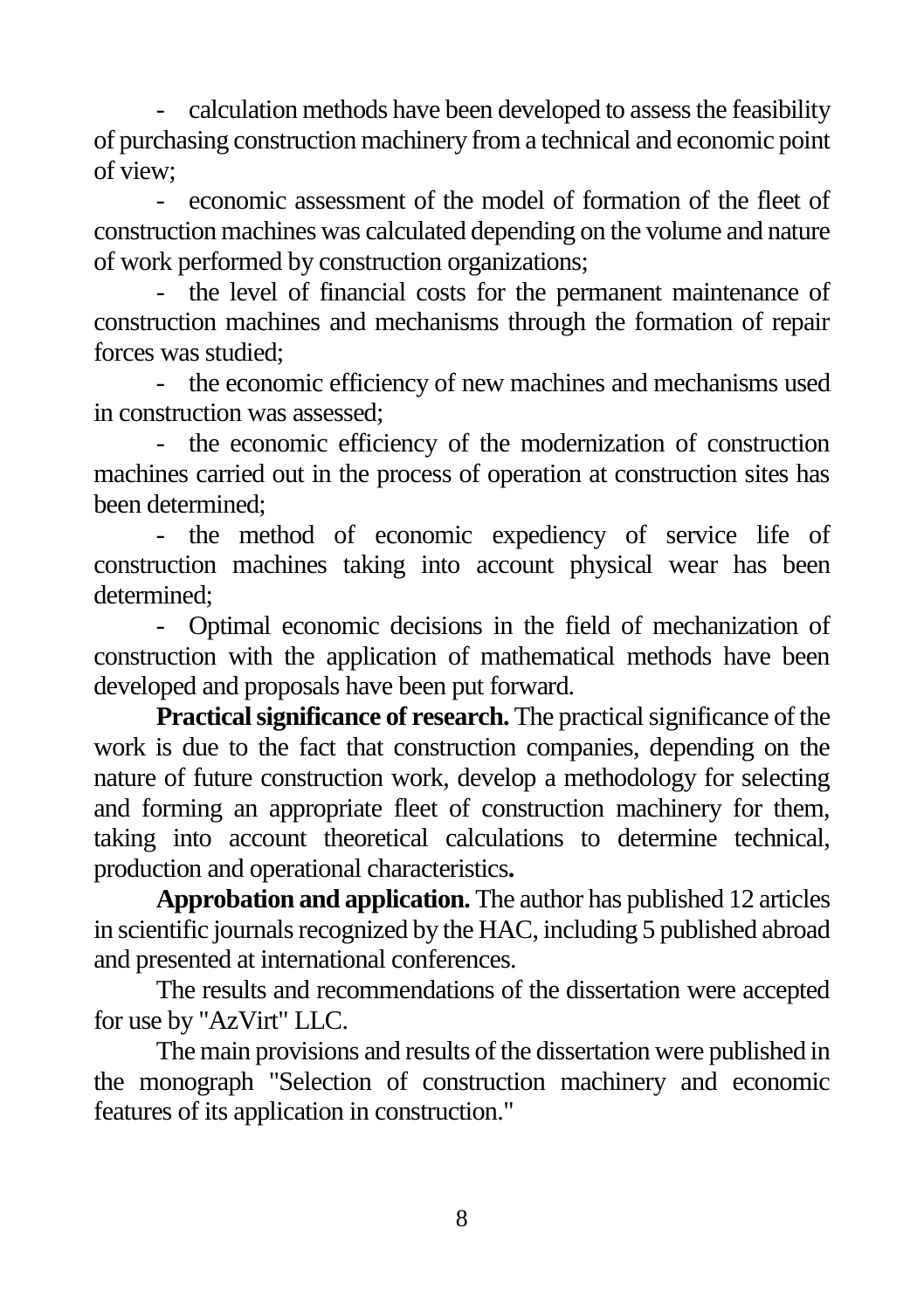- calculation methods have been developed to assess the feasibility of purchasing construction machinery from a technical and economic point of view;

- economic assessment of the model of formation of the fleet of construction machines was calculated depending on the volume and nature of work performed by construction organizations;

- the level of financial costs for the permanent maintenance of construction machines and mechanisms through the formation of repair forces was studied;

- the economic efficiency of new machines and mechanisms used in construction was assessed;

- the economic efficiency of the modernization of construction machines carried out in the process of operation at construction sites has been determined;

- the method of economic expediency of service life of construction machines taking into account physical wear has been determined;

- Optimal economic decisions in the field of mechanization of construction with the application of mathematical methods have been developed and proposals have been put forward.

**Practical significance of research.** The practical significance of the work is due to the fact that construction companies, depending on the nature of future construction work, develop a methodology for selecting and forming an appropriate fleet of construction machinery for them, taking into account theoretical calculations to determine technical, production and operational characteristics**.**

**Approbation and application.** The author has published 12 articles in scientific journals recognized by the HAC, including 5 published abroad and presented at international conferences.

The results and recommendations of the dissertation were accepted for use by "AzVirt" LLC.

The main provisions and results of the dissertation were published in the monograph "Selection of construction machinery and economic features of its application in construction."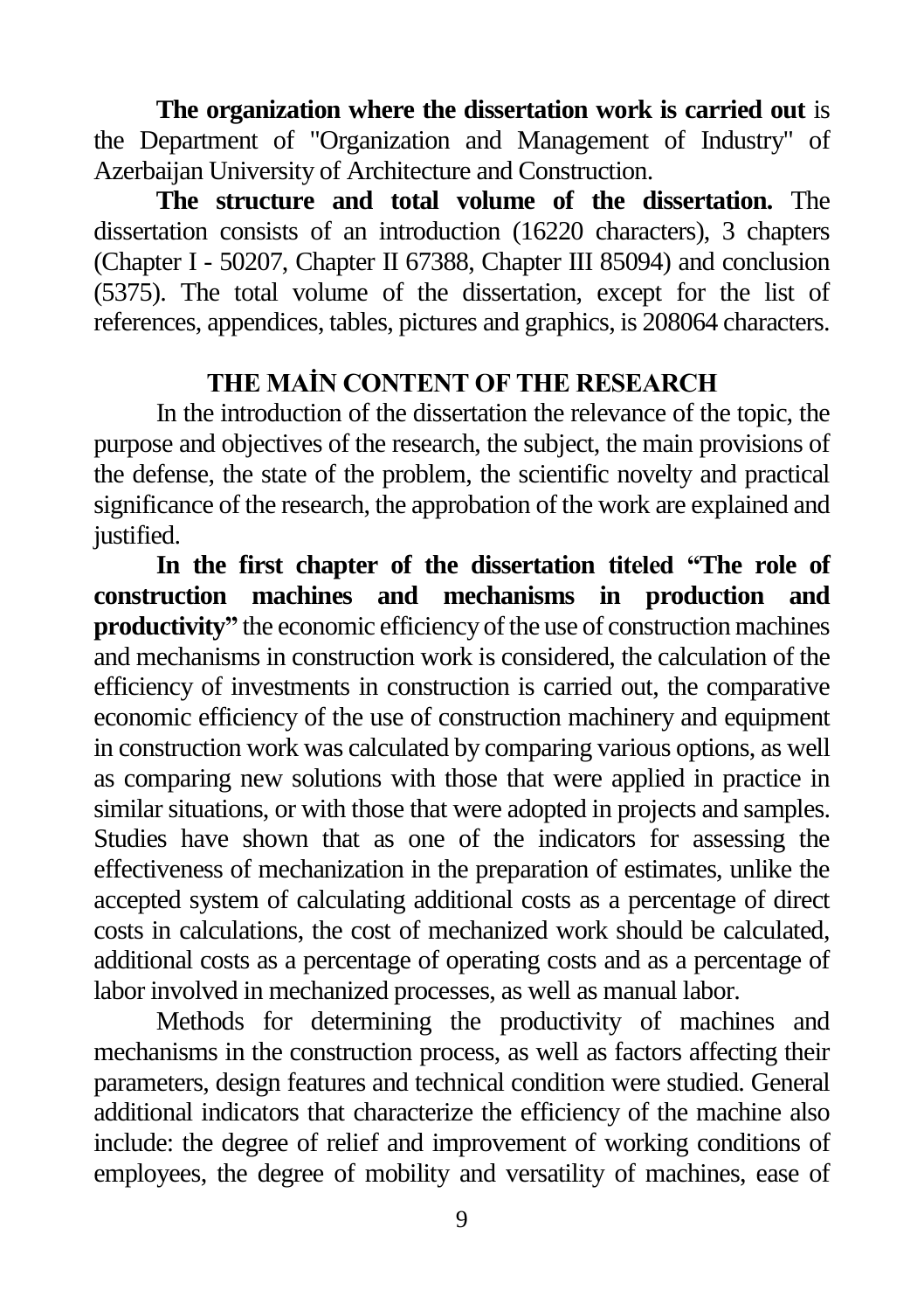**The organization where the dissertation work is carried out** is the Department of "Organization and Management of Industry" of Azerbaijan University of Architecture and Construction.

**The structure and total volume of the dissertation.** The dissertation consists of an introduction (16220 characters), 3 chapters (Chapter I - 50207, Chapter II 67388, Chapter III 85094) and conclusion (5375). The total volume of the dissertation, except for the list of references, appendices, tables, pictures and graphics, is 208064 characters.

## THE MAİN CONTENT OF THE RESEARCH

In the introduction of the dissertation the relevance of the topic, the purpose and objectives of the research, the subject, the main provisions of the defense, the state of the problem, the scientific novelty and practical significance of the research, the approbation of the work are explained and justified.

**In the first chapter of the dissertation titeled "The role of construction machines and mechanisms in production and productivity"** the economic efficiency of the use of construction machines and mechanisms in construction work is considered, the calculation of the efficiency of investments in construction is carried out, the comparative economic efficiency of the use of construction machinery and equipment in construction work was calculated by comparing various options, as well as comparing new solutions with those that were applied in practice in similar situations, or with those that were adopted in projects and samples. Studies have shown that as one of the indicators for assessing the effectiveness of mechanization in the preparation of estimates, unlike the accepted system of calculating additional costs as a percentage of direct costs in calculations, the cost of mechanized work should be calculated, additional costs as a percentage of operating costs and as a percentage of labor involved in mechanized processes, as well as manual labor.

Methods for determining the productivity of machines and mechanisms in the construction process, as well as factors affecting their parameters, design features and technical condition were studied. General additional indicators that characterize the efficiency of the machine also include: the degree of relief and improvement of working conditions of employees, the degree of mobility and versatility of machines, ease of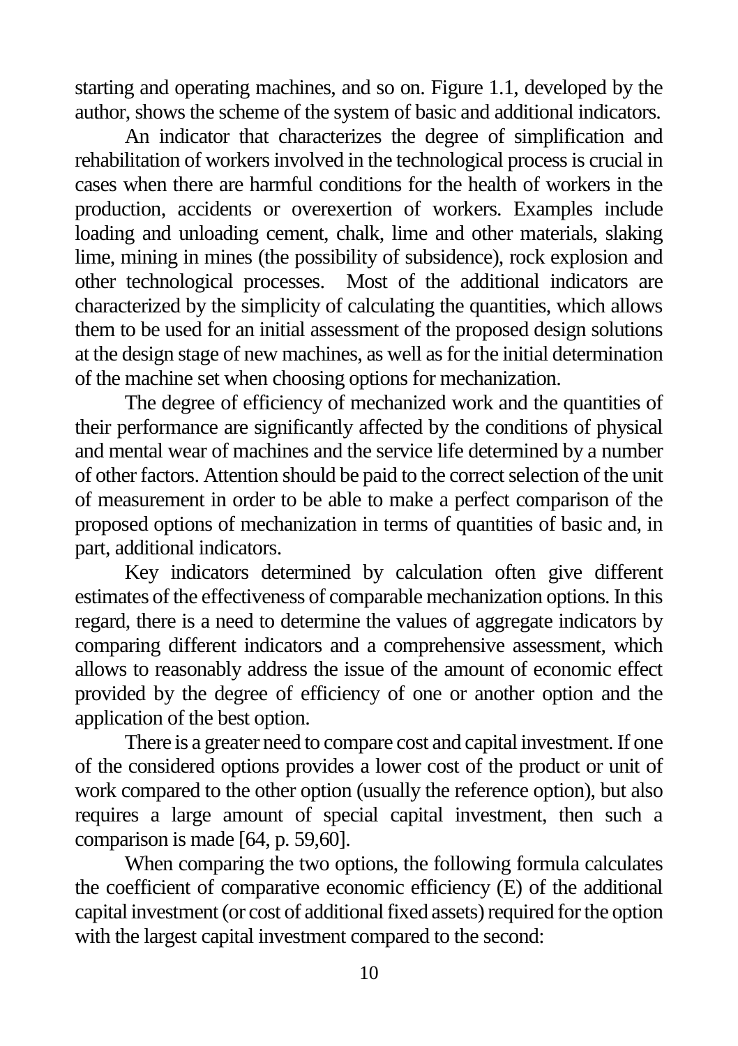starting and operating machines, and so on. Figure 1.1, developed by the author, shows the scheme of the system of basic and additional indicators.

An indicator that characterizes the degree of simplification and rehabilitation of workers involved in the technological process is crucial in cases when there are harmful conditions for the health of workers in the production, accidents or overexertion of workers. Examples include loading and unloading cement, chalk, lime and other materials, slaking lime, mining in mines (the possibility of subsidence), rock explosion and other technological processes. Most of the additional indicators are characterized by the simplicity of calculating the quantities, which allows them to be used for an initial assessment of the proposed design solutions at the design stage of new machines, as well as for the initial determination of the machine set when choosing options for mechanization.

The degree of efficiency of mechanized work and the quantities of their performance are significantly affected by the conditions of physical and mental wear of machines and the service life determined by a number of other factors. Attention should be paid to the correct selection of the unit of measurement in order to be able to make a perfect comparison of the proposed options of mechanization in terms of quantities of basic and, in part, additional indicators.

Key indicators determined by calculation often give different estimates of the effectiveness of comparable mechanization options. In this regard, there is a need to determine the values of aggregate indicators by comparing different indicators and a comprehensive assessment, which allows to reasonably address the issue of the amount of economic effect provided by the degree of efficiency of one or another option and the application of the best option.

There is a greater need to compare cost and capital investment. If one of the considered options provides a lower cost of the product or unit of work compared to the other option (usually the reference option), but also requires a large amount of special capital investment, then such a comparison is made [64, p. 59,60].

When comparing the two options, the following formula calculates the coefficient of comparative economic efficiency (E) of the additional capital investment (or cost of additional fixed assets) required for the option with the largest capital investment compared to the second: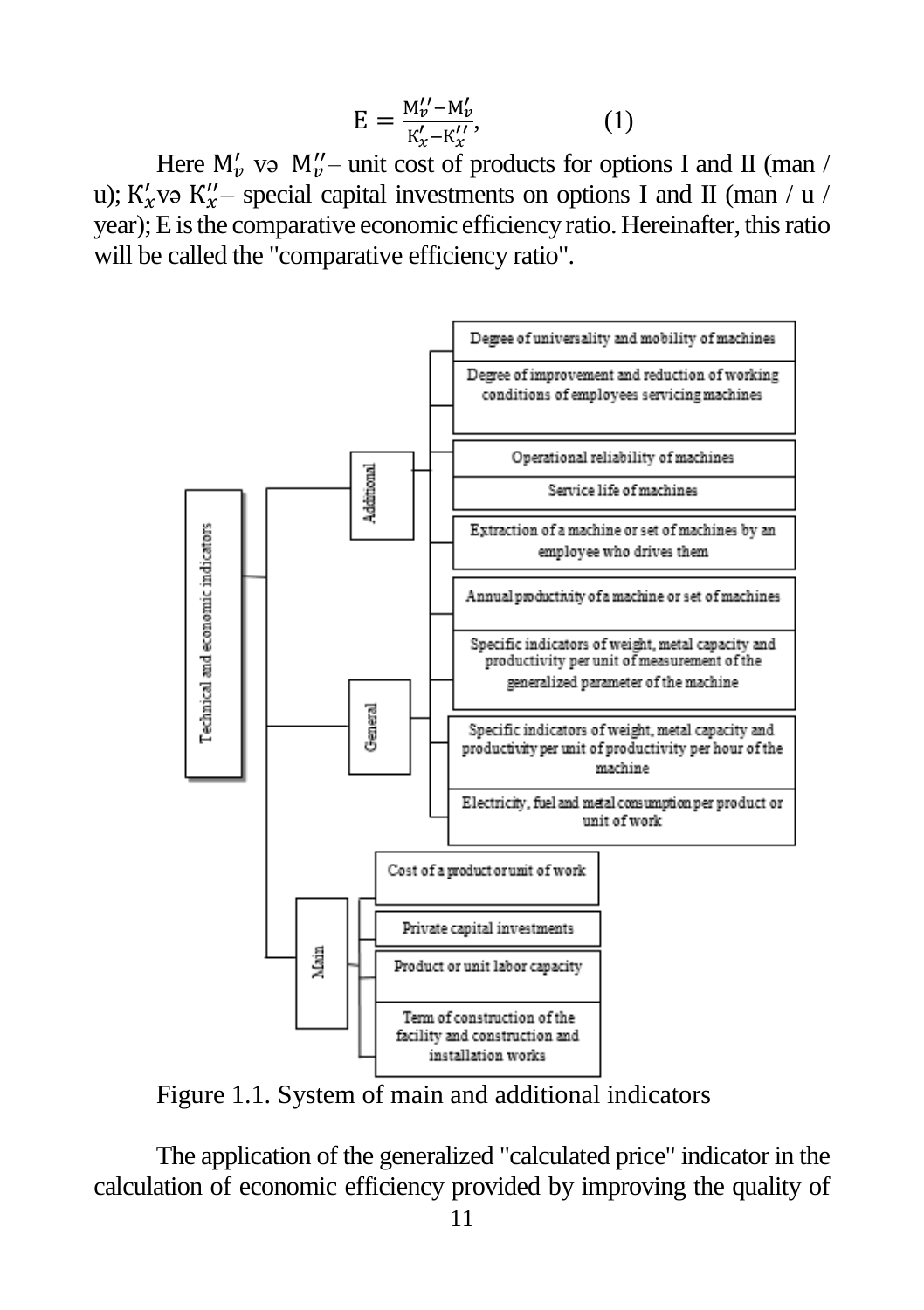$$E = \frac{M_v'' - M_v'}{K_x' - K_x''}, \qquad (1)$$

Here $M_v'$ və $M_v''$ – unit cost of products for options I and II (man / u); $K_x'$ və $K_x''$ – special capital investments on options I and II (man / u / year); E is the comparative economic efficiency ratio. Hereinafter, this ratio will be called the "comparative efficiency ratio".

Technical and economic indicators

Additional

Degree of universality and mobility of machines

Degree of improvement and reduction of working conditions of employees servicing machines

Operational reliability of machines

Service life of machines

Extraction of a machine or set of machines by an employee who drives them

General

Annual productivity of a machine or set of machines

Specific indicators of weight, metal capacity and productivity per unit of measurement of the generalized parameter of the machine

Specific indicators of weight, metal capacity and productivity per unit of productivity per hour of the machine

Electricity, fuel and metal consumption per product or unit of work

Main

Cost of a product or unit of work

Private capital investments

Product or unit labor capacity

Term of construction of the facility and construction and installation works

Figure 1.1. System of main and additional indicators

The application of the generalized "calculated price" indicator in the calculation of economic efficiency provided by improving the quality of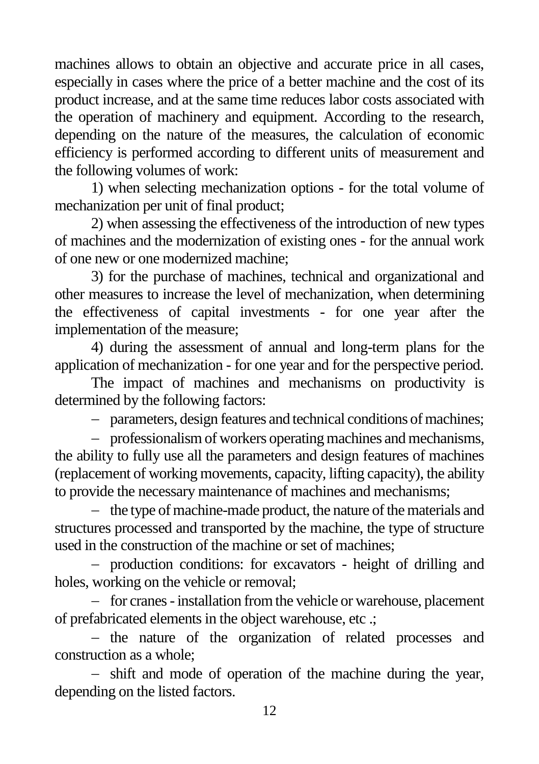machines allows to obtain an objective and accurate price in all cases, especially in cases where the price of a better machine and the cost of its product increase, and at the same time reduces labor costs associated with the operation of machinery and equipment. According to the research, depending on the nature of the measures, the calculation of economic efficiency is performed according to different units of measurement and the following volumes of work:

1) when selecting mechanization options - for the total volume of mechanization per unit of final product;

2) when assessing the effectiveness of the introduction of new types of machines and the modernization of existing ones - for the annual work of one new or one modernized machine;

3) for the purchase of machines, technical and organizational and other measures to increase the level of mechanization, when determining the effectiveness of capital investments - for one year after the implementation of the measure;

4) during the assessment of annual and long-term plans for the application of mechanization - for one year and for the perspective period.

The impact of machines and mechanisms on productivity is determined by the following factors:

- parameters, design features and technical conditions of machines;
- professionalism of workers operating machines and mechanisms, the ability to fully use all the parameters and design features of machines (replacement of working movements, capacity, lifting capacity), the ability to provide the necessary maintenance of machines and mechanisms;
- the type of machine-made product, the nature of the materials and structures processed and transported by the machine, the type of structure used in the construction of the machine or set of machines;
- production conditions: for excavators - height of drilling and holes, working on the vehicle or removal;
- for cranes - installation from the vehicle or warehouse, placement of prefabricated elements in the object warehouse, etc .;
- the nature of the organization of related processes and construction as a whole;
- shift and mode of operation of the machine during the year, depending on the listed factors.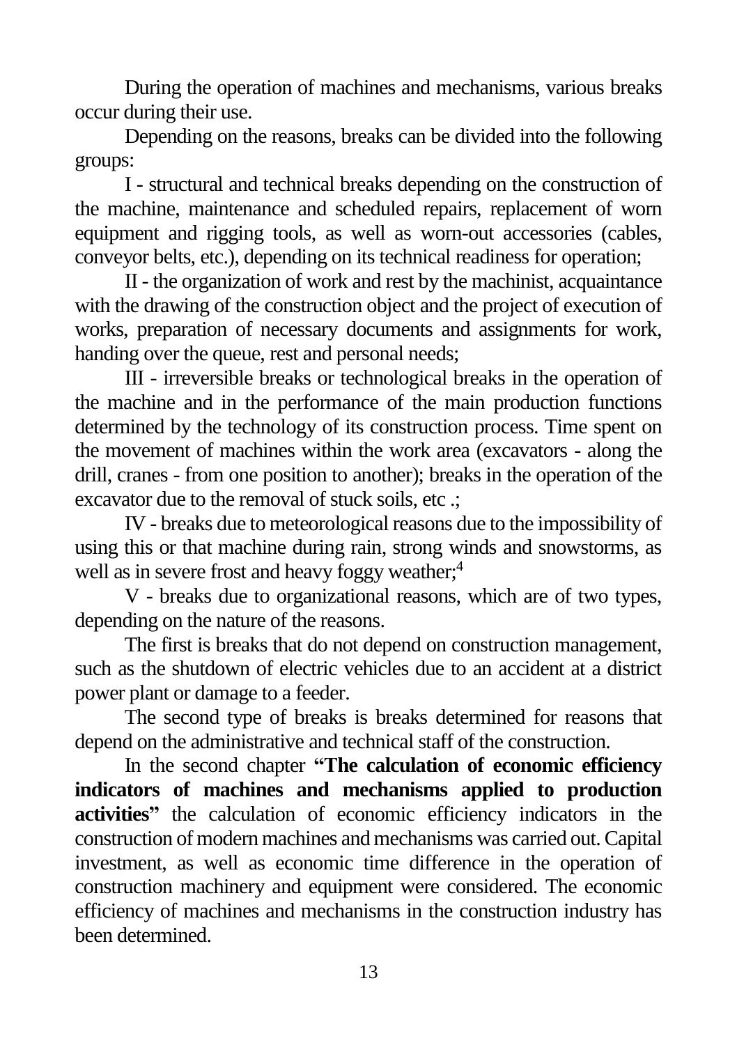During the operation of machines and mechanisms, various breaks occur during their use.

Depending on the reasons, breaks can be divided into the following groups:

I - structural and technical breaks depending on the construction of the machine, maintenance and scheduled repairs, replacement of worn equipment and rigging tools, as well as worn-out accessories (cables, conveyor belts, etc.), depending on its technical readiness for operation;

II - the organization of work and rest by the machinist, acquaintance with the drawing of the construction object and the project of execution of works, preparation of necessary documents and assignments for work, handing over the queue, rest and personal needs;

III - irreversible breaks or technological breaks in the operation of the machine and in the performance of the main production functions determined by the technology of its construction process. Time spent on the movement of machines within the work area (excavators - along the drill, cranes - from one position to another); breaks in the operation of the excavator due to the removal of stuck soils, etc .;

IV - breaks due to meteorological reasons due to the impossibility of using this or that machine during rain, strong winds and snowstorms, as well as in severe frost and heavy foggy weather;[4]

V - breaks due to organizational reasons, which are of two types, depending on the nature of the reasons.

The first is breaks that do not depend on construction management, such as the shutdown of electric vehicles due to an accident at a district power plant or damage to a feeder.

The second type of breaks is breaks determined for reasons that depend on the administrative and technical staff of the construction.

In the second chapter **"The calculation of economic efficiency indicators of machines and mechanisms applied to production activities"** the calculation of economic efficiency indicators in the construction of modern machines and mechanisms was carried out. Capital investment, as well as economic time difference in the operation of construction machinery and equipment were considered. The economic efficiency of machines and mechanisms in the construction industry has been determined.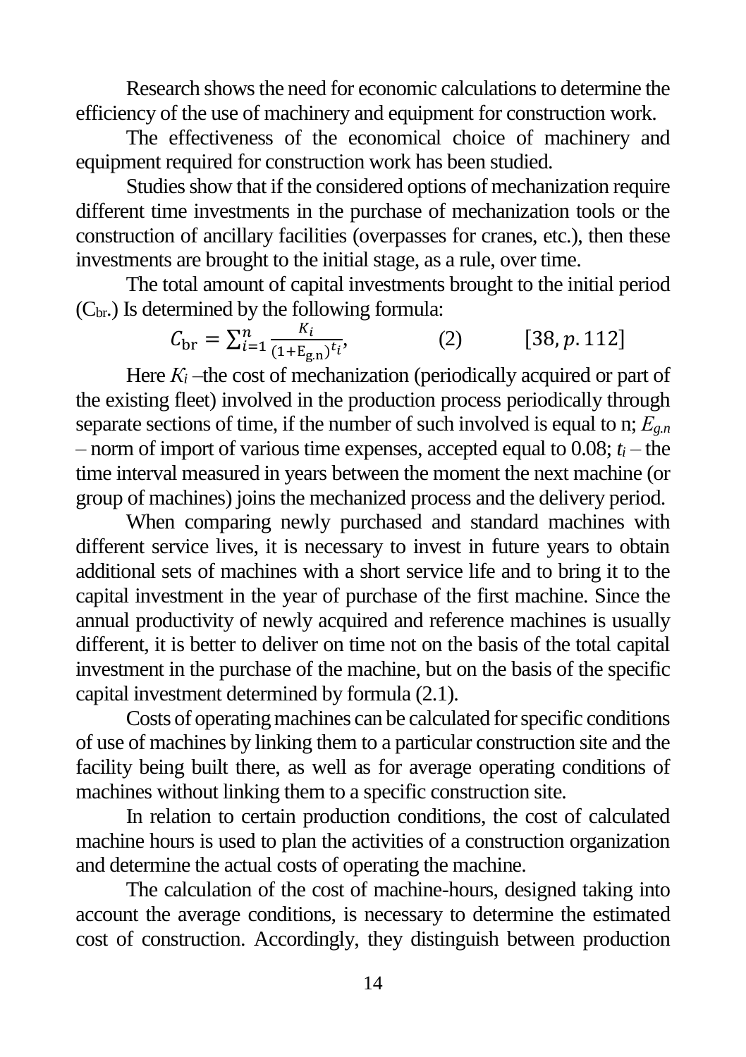Research shows the need for economic calculations to determine the efficiency of the use of machinery and equipment for construction work.

The effectiveness of the economical choice of machinery and equipment required for construction work has been studied.

Studies show that if the considered options of mechanization require different time investments in the purchase of mechanization tools or the construction of ancillary facilities (overpasses for cranes, etc.), then these investments are brought to the initial stage, as a rule, over time.

The total amount of capital investments brought to the initial period ($C_{br}$.) Is determined by the following formula:

$$C_{\text{br}} = \sum_{i=1}^{n} \frac{K_i}{(1+\text{E}_{\text{g.n}})^{t_i}}, \qquad (2) \qquad [38, p. 112]$$

Here $K_i$ –the cost of mechanization (periodically acquired or part of the existing fleet) involved in the production process periodically through separate sections of time, if the number of such involved is equal to n; $E_{g.n}$ – norm of import of various time expenses, accepted equal to 0.08; $t_i$ – the time interval measured in years between the moment the next machine (or group of machines) joins the mechanized process and the delivery period.

When comparing newly purchased and standard machines with different service lives, it is necessary to invest in future years to obtain additional sets of machines with a short service life and to bring it to the capital investment in the year of purchase of the first machine. Since the annual productivity of newly acquired and reference machines is usually different, it is better to deliver on time not on the basis of the total capital investment in the purchase of the machine, but on the basis of the specific capital investment determined by formula (2.1).

Costs of operating machines can be calculated for specific conditions of use of machines by linking them to a particular construction site and the facility being built there, as well as for average operating conditions of machines without linking them to a specific construction site.

In relation to certain production conditions, the cost of calculated machine hours is used to plan the activities of a construction organization and determine the actual costs of operating the machine.

The calculation of the cost of machine-hours, designed taking into account the average conditions, is necessary to determine the estimated cost of construction. Accordingly, they distinguish between production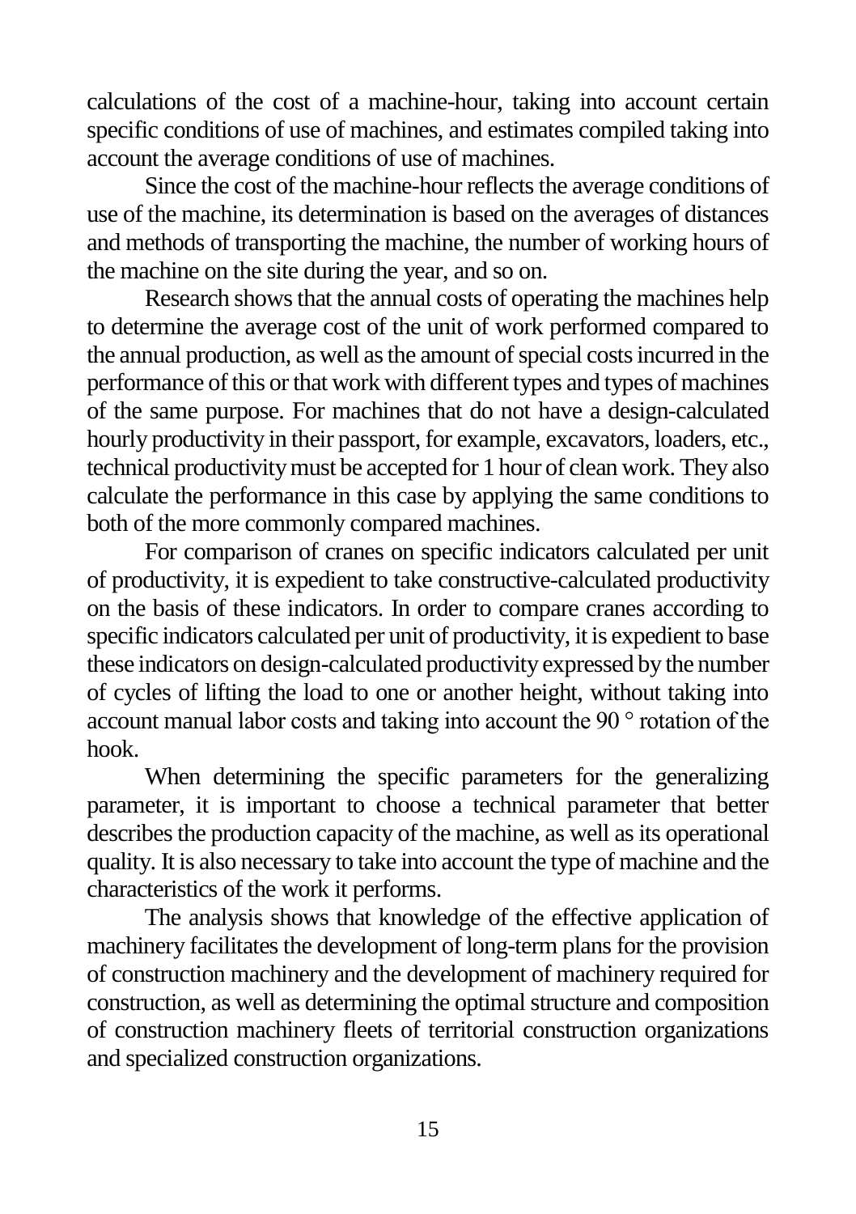calculations of the cost of a machine-hour, taking into account certain specific conditions of use of machines, and estimates compiled taking into account the average conditions of use of machines.

Since the cost of the machine-hour reflects the average conditions of use of the machine, its determination is based on the averages of distances and methods of transporting the machine, the number of working hours of the machine on the site during the year, and so on.

Research shows that the annual costs of operating the machines help to determine the average cost of the unit of work performed compared to the annual production, as well as the amount of special costs incurred in the performance of this or that work with different types and types of machines of the same purpose. For machines that do not have a design-calculated hourly productivity in their passport, for example, excavators, loaders, etc., technical productivity must be accepted for 1 hour of clean work. They also calculate the performance in this case by applying the same conditions to both of the more commonly compared machines.

For comparison of cranes on specific indicators calculated per unit of productivity, it is expedient to take constructive-calculated productivity on the basis of these indicators. In order to compare cranes according to specific indicators calculated per unit of productivity, it is expedient to base these indicators on design-calculated productivity expressed by the number of cycles of lifting the load to one or another height, without taking into account manual labor costs and taking into account the 90 ° rotation of the hook.

When determining the specific parameters for the generalizing parameter, it is important to choose a technical parameter that better describes the production capacity of the machine, as well as its operational quality. It is also necessary to take into account the type of machine and the characteristics of the work it performs.

The analysis shows that knowledge of the effective application of machinery facilitates the development of long-term plans for the provision of construction machinery and the development of machinery required for construction, as well as determining the optimal structure and composition of construction machinery fleets of territorial construction organizations and specialized construction organizations.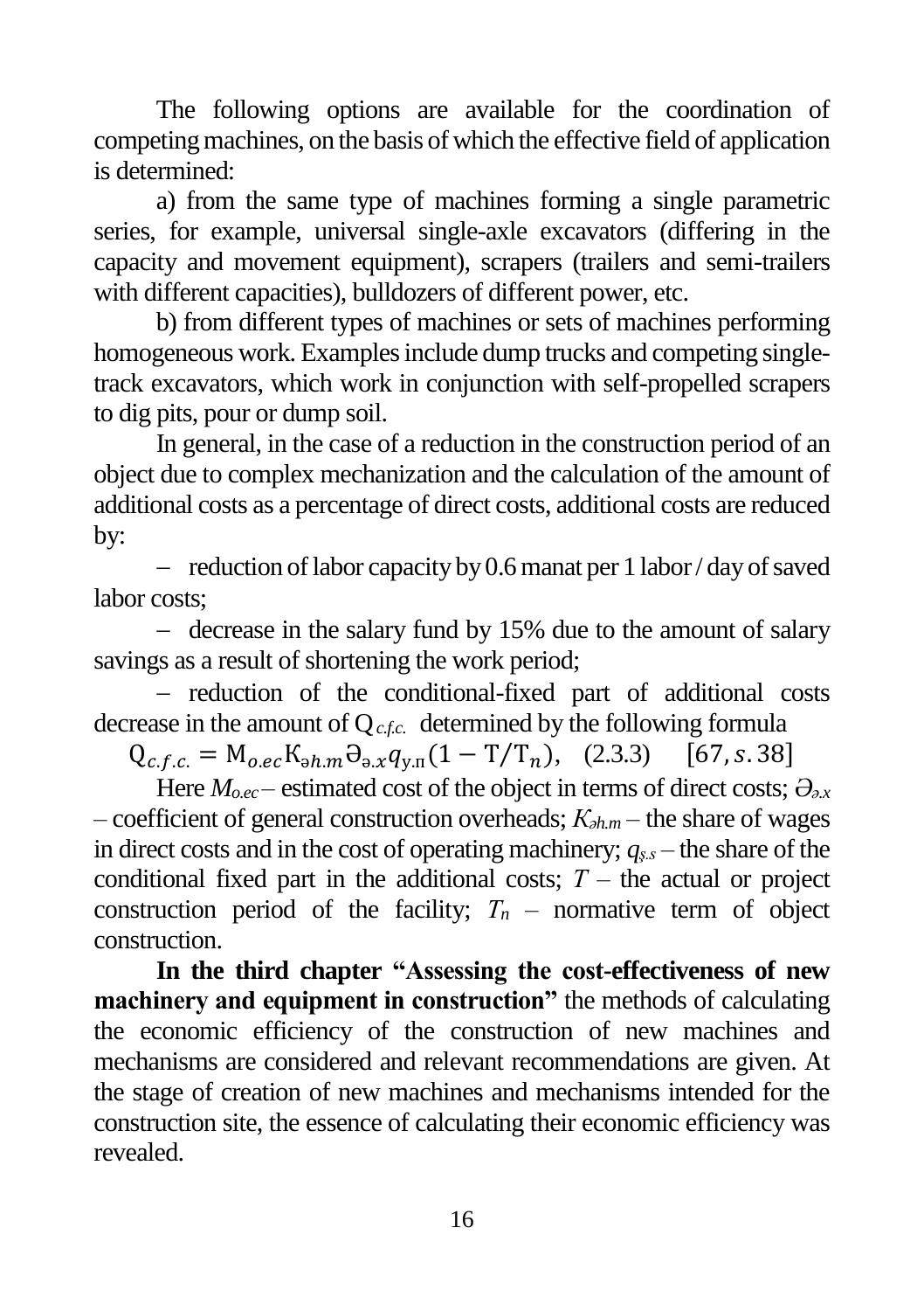The following options are available for the coordination of competing machines, on the basis of which the effective field of application is determined:

a) from the same type of machines forming a single parametric series, for example, universal single-axle excavators (differing in the capacity and movement equipment), scrapers (trailers and semi-trailers with different capacities), bulldozers of different power, etc.

b) from different types of machines or sets of machines performing homogeneous work. Examples include dump trucks and competing single-track excavators, which work in conjunction with self-propelled scrapers to dig pits, pour or dump soil.

In general, in the case of a reduction in the construction period of an object due to complex mechanization and the calculation of the amount of additional costs as a percentage of direct costs, additional costs are reduced by:

– reduction of labor capacity by 0.6 manat per 1 labor / day of saved labor costs;

– decrease in the salary fund by 15% due to the amount of salary savings as a result of shortening the work period;

– reduction of the conditional-fixed part of additional costs decrease in the amount of $Q_{c.f.c.}$ determined by the following formula

$$Q_{c.f.c.} = M_{o.ec} K_{əh.m} Ə_{ə.x} q_{у.п} (1 - T/T_n), \quad (2.3.3) \quad [67, s.38]$$

Here $M_{o.ec}$ – estimated cost of the object in terms of direct costs; $Ə_{ə.x}$ – coefficient of general construction overheads; $K_{əh.m}$ – the share of wages in direct costs and in the cost of operating machinery; $q_{ş.s}$ – the share of the conditional fixed part in the additional costs; $T$ – the actual or project construction period of the facility; $T_n$ – normative term of object construction.

**In the third chapter "Assessing the cost-effectiveness of new machinery and equipment in construction"** the methods of calculating the economic efficiency of the construction of new machines and mechanisms are considered and relevant recommendations are given. At the stage of creation of new machines and mechanisms intended for the construction site, the essence of calculating their economic efficiency was revealed.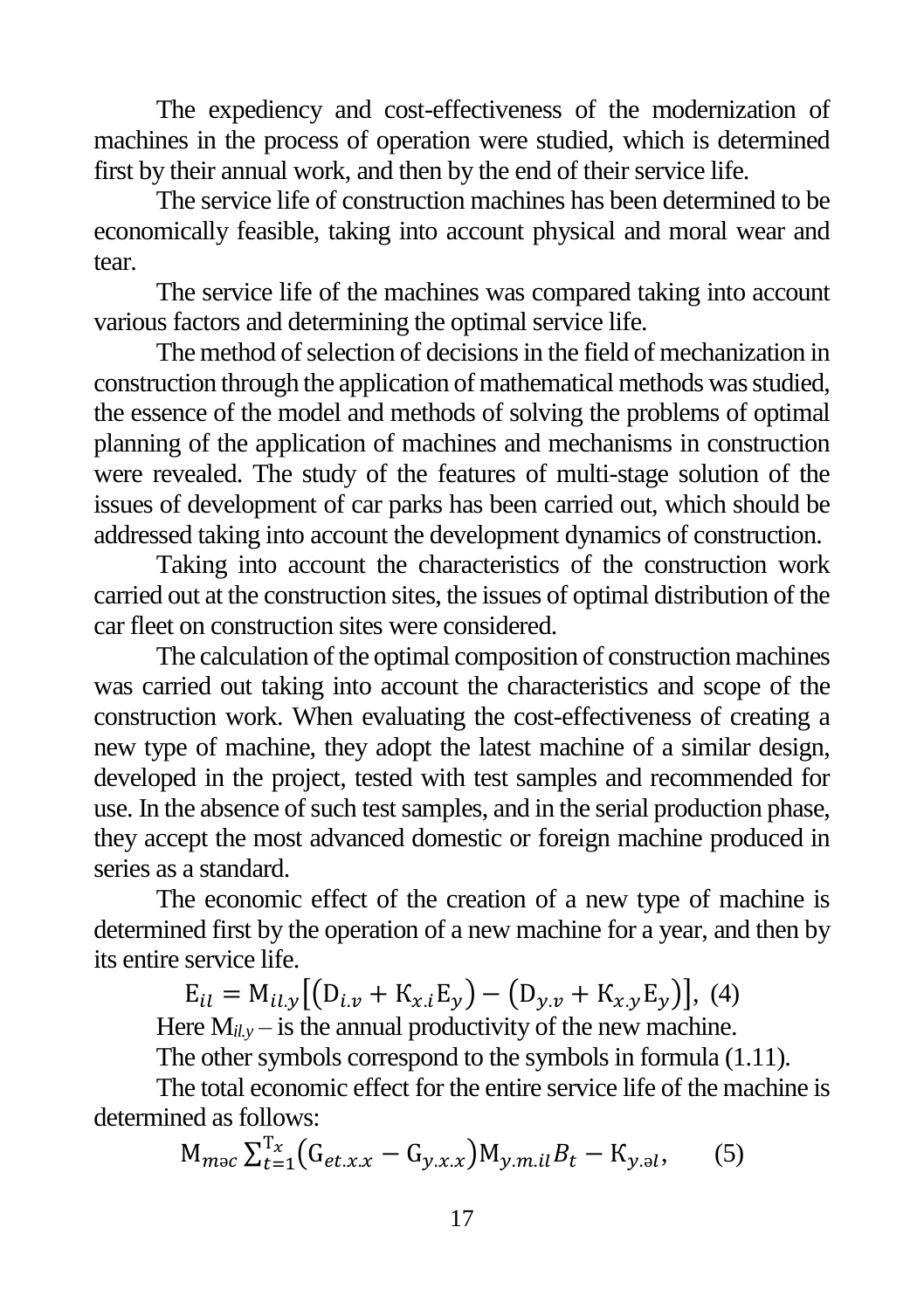The expediency and cost-effectiveness of the modernization of machines in the process of operation were studied, which is determined first by their annual work, and then by the end of their service life.

The service life of construction machines has been determined to be economically feasible, taking into account physical and moral wear and tear.

The service life of the machines was compared taking into account various factors and determining the optimal service life.

The method of selection of decisions in the field of mechanization in construction through the application of mathematical methods was studied, the essence of the model and methods of solving the problems of optimal planning of the application of machines and mechanisms in construction were revealed. The study of the features of multi-stage solution of the issues of development of car parks has been carried out, which should be addressed taking into account the development dynamics of construction.

Taking into account the characteristics of the construction work carried out at the construction sites, the issues of optimal distribution of the car fleet on construction sites were considered.

The calculation of the optimal composition of construction machines was carried out taking into account the characteristics and scope of the construction work. When evaluating the cost-effectiveness of creating a new type of machine, they adopt the latest machine of a similar design, developed in the project, tested with test samples and recommended for use. In the absence of such test samples, and in the serial production phase, they accept the most advanced domestic or foreign machine produced in series as a standard.

The economic effect of the creation of a new type of machine is determined first by the operation of a new machine for a year, and then by its entire service life.

$$\mathrm{E}_{il} = \mathrm{M}_{il.y}\left[\left(\mathrm{D}_{i.v} + \mathrm{K}_{x.i}\mathrm{E}_{y}\right) - \left(\mathrm{D}_{y.v} + \mathrm{K}_{x.y}\mathrm{E}_{y}\right)\right], \quad (4)$$

Here $\mathrm{M}_{il.y}$ – is the annual productivity of the new machine.

The other symbols correspond to the symbols in formula (1.11).

The total economic effect for the entire service life of the machine is determined as follows:

$$\mathrm{M}_{məc}\sum_{t=1}^{\mathrm{T}_x}\left(\mathrm{G}_{et.x.x} - \mathrm{G}_{y.x.x}\right)\mathrm{M}_{y.m.il}B_t - \mathrm{K}_{y.əl}, \qquad (5)$$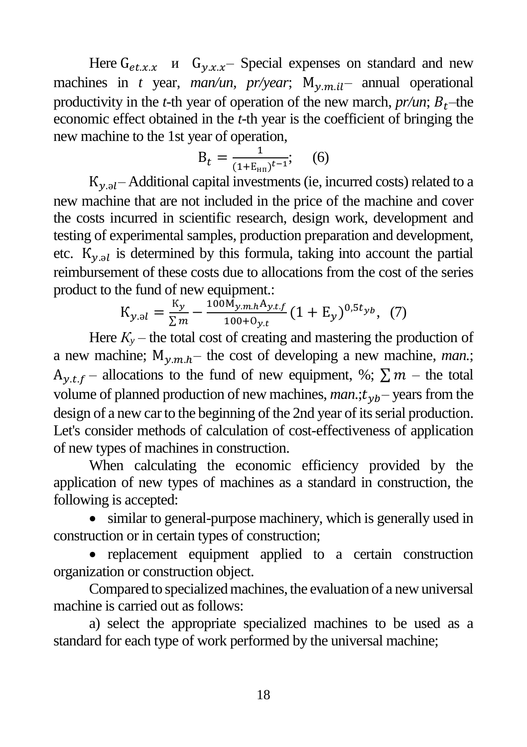Here $G_{et.x.x}$ и $G_{y.x.x}$– Special expenses on standard and new machines in *t* year, *man/un, pr/year*; $M_{y.m.il}$– annual operational productivity in the *t*-th year of operation of the new march, *pr/un*; $B_t$–the economic effect obtained in the *t*-th year is the coefficient of bringing the new machine to the 1st year of operation,

$$B_t = \frac{1}{(1+E_{нп})^{t-1}}; \quad (6)$$

$K_{y.əl}$– Additional capital investments (ie, incurred costs) related to a new machine that are not included in the price of the machine and cover the costs incurred in scientific research, design work, development and testing of experimental samples, production preparation and development, etc. $K_{y.əl}$ is determined by this formula, taking into account the partial reimbursement of these costs due to allocations from the cost of the series product to the fund of new equipment.:

$$K_{y.əl} = \frac{K_y}{\sum m} - \frac{100 M_{y.m.h} A_{y.t.f}}{100 + O_{y.t}} (1 + E_y)^{0,5 t_{yb}}, \quad (7)$$

Here $K_y$ – the total cost of creating and mastering the production of a new machine; $M_{y.m.h}$– the cost of developing a new machine, *man.*; $A_{y.t.f}$ – allocations to the fund of new equipment, %; $\sum m$ – the total volume of planned production of new machines, *man.*;$t_{yb}$– years from the design of a new car to the beginning of the 2nd year of its serial production. Let's consider methods of calculation of cost-effectiveness of application of new types of machines in construction.

When calculating the economic efficiency provided by the application of new types of machines as a standard in construction, the following is accepted:

- similar to general-purpose machinery, which is generally used in construction or in certain types of construction;
- replacement equipment applied to a certain construction organization or construction object.

Compared to specialized machines, the evaluation of a new universal machine is carried out as follows:

a) select the appropriate specialized machines to be used as a standard for each type of work performed by the universal machine;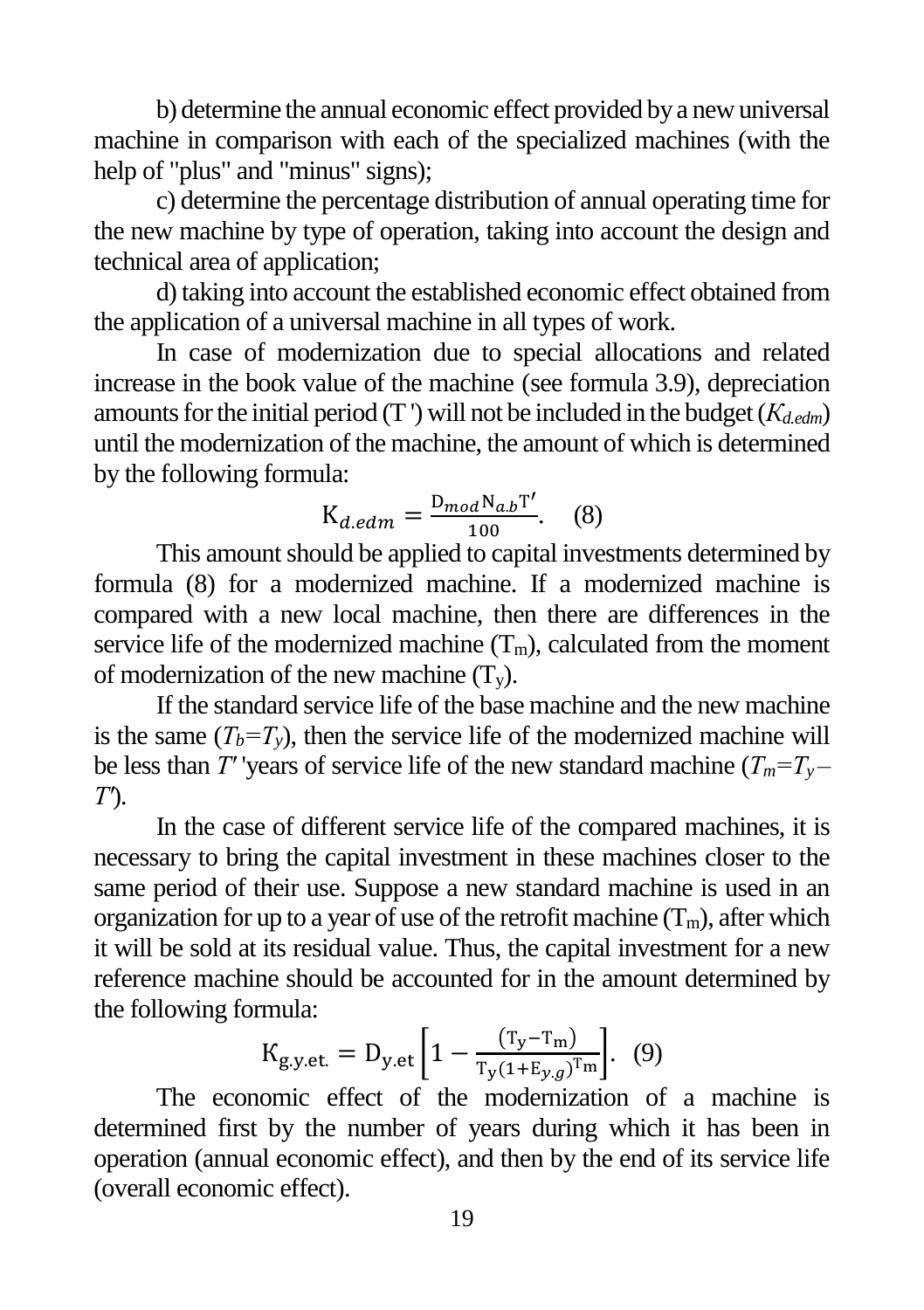b) determine the annual economic effect provided by a new universal machine in comparison with each of the specialized machines (with the help of "plus" and "minus" signs);

c) determine the percentage distribution of annual operating time for the new machine by type of operation, taking into account the design and technical area of application;

d) taking into account the established economic effect obtained from the application of a universal machine in all types of work.

In case of modernization due to special allocations and related increase in the book value of the machine (see formula 3.9), depreciation amounts for the initial period (T ') will not be included in the budget ($K_{d.edm}$) until the modernization of the machine, the amount of which is determined by the following formula:

$$K_{d.edm} = \frac{D_{mod} N_{a.b} T'}{100}. \quad (8)$$

This amount should be applied to capital investments determined by formula (8) for a modernized machine. If a modernized machine is compared with a new local machine, then there are differences in the service life of the modernized machine ($T_m$), calculated from the moment of modernization of the new machine ($T_y$).

If the standard service life of the base machine and the new machine is the same ($T_b = T_y$), then the service life of the modernized machine will be less than $T'$ 'years of service life of the new standard machine ($T_m = T_y - T'$).

In the case of different service life of the compared machines, it is necessary to bring the capital investment in these machines closer to the same period of their use. Suppose a new standard machine is used in an organization for up to a year of use of the retrofit machine ($T_m$), after which it will be sold at its residual value. Thus, the capital investment for a new reference machine should be accounted for in the amount determined by the following formula:

$$K_{g.y.et.} = D_{y.et} \left[ 1 - \frac{(T_y - T_m)}{T_y (1 + E_{y.g})^{T_m}} \right]. \quad (9)$$

The economic effect of the modernization of a machine is determined first by the number of years during which it has been in operation (annual economic effect), and then by the end of its service life (overall economic effect).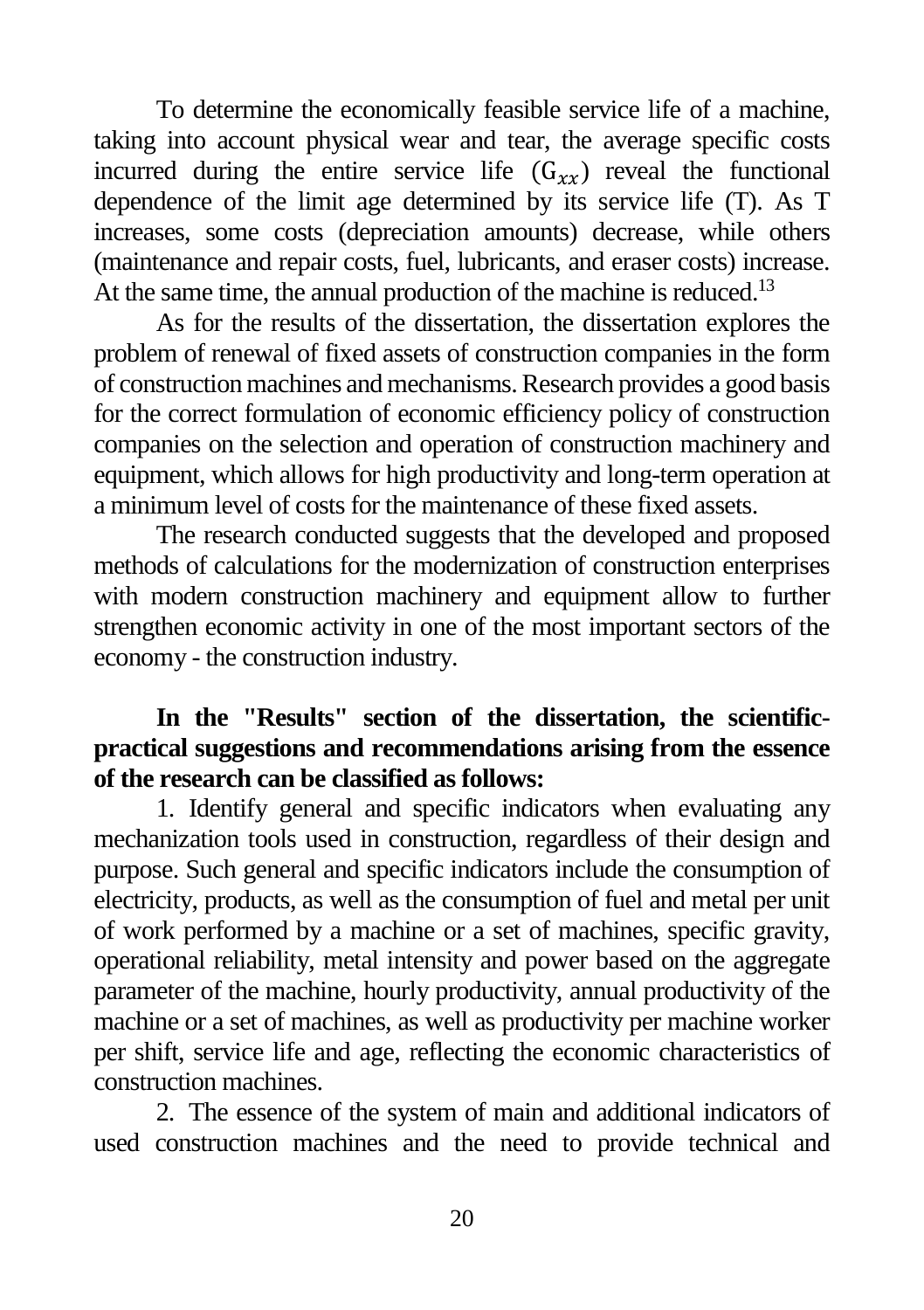To determine the economically feasible service life of a machine, taking into account physical wear and tear, the average specific costs incurred during the entire service life ($G_{xx}$) reveal the functional dependence of the limit age determined by its service life (T). As T increases, some costs (depreciation amounts) decrease, while others (maintenance and repair costs, fuel, lubricants, and eraser costs) increase. At the same time, the annual production of the machine is reduced.[13]

As for the results of the dissertation, the dissertation explores the problem of renewal of fixed assets of construction companies in the form of construction machines and mechanisms. Research provides a good basis for the correct formulation of economic efficiency policy of construction companies on the selection and operation of construction machinery and equipment, which allows for high productivity and long-term operation at a minimum level of costs for the maintenance of these fixed assets.

The research conducted suggests that the developed and proposed methods of calculations for the modernization of construction enterprises with modern construction machinery and equipment allow to further strengthen economic activity in one of the most important sectors of the economy - the construction industry.

**In the "Results" section of the dissertation, the scientific-practical suggestions and recommendations arising from the essence of the research can be classified as follows:**

1. Identify general and specific indicators when evaluating any mechanization tools used in construction, regardless of their design and purpose. Such general and specific indicators include the consumption of electricity, products, as well as the consumption of fuel and metal per unit of work performed by a machine or a set of machines, specific gravity, operational reliability, metal intensity and power based on the aggregate parameter of the machine, hourly productivity, annual productivity of the machine or a set of machines, as well as productivity per machine worker per shift, service life and age, reflecting the economic characteristics of construction machines.

2. The essence of the system of main and additional indicators of used construction machines and the need to provide technical and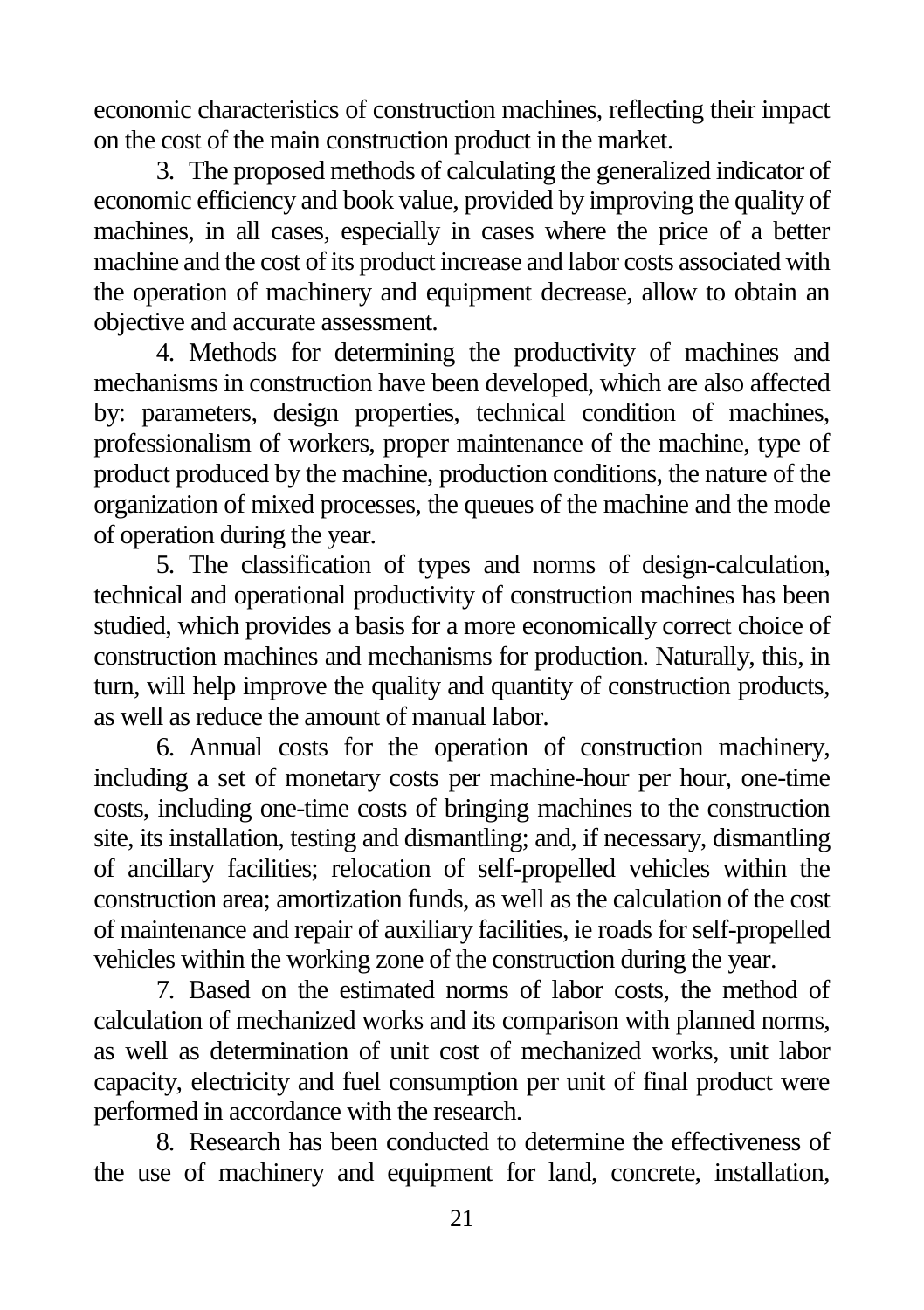economic characteristics of construction machines, reflecting their impact on the cost of the main construction product in the market.

3. The proposed methods of calculating the generalized indicator of economic efficiency and book value, provided by improving the quality of machines, in all cases, especially in cases where the price of a better machine and the cost of its product increase and labor costs associated with the operation of machinery and equipment decrease, allow to obtain an objective and accurate assessment.

4. Methods for determining the productivity of machines and mechanisms in construction have been developed, which are also affected by: parameters, design properties, technical condition of machines, professionalism of workers, proper maintenance of the machine, type of product produced by the machine, production conditions, the nature of the organization of mixed processes, the queues of the machine and the mode of operation during the year.

5. The classification of types and norms of design-calculation, technical and operational productivity of construction machines has been studied, which provides a basis for a more economically correct choice of construction machines and mechanisms for production. Naturally, this, in turn, will help improve the quality and quantity of construction products, as well as reduce the amount of manual labor.

6. Annual costs for the operation of construction machinery, including a set of monetary costs per machine-hour per hour, one-time costs, including one-time costs of bringing machines to the construction site, its installation, testing and dismantling; and, if necessary, dismantling of ancillary facilities; relocation of self-propelled vehicles within the construction area; amortization funds, as well as the calculation of the cost of maintenance and repair of auxiliary facilities, ie roads for self-propelled vehicles within the working zone of the construction during the year.

7. Based on the estimated norms of labor costs, the method of calculation of mechanized works and its comparison with planned norms, as well as determination of unit cost of mechanized works, unit labor capacity, electricity and fuel consumption per unit of final product were performed in accordance with the research.

8. Research has been conducted to determine the effectiveness of the use of machinery and equipment for land, concrete, installation,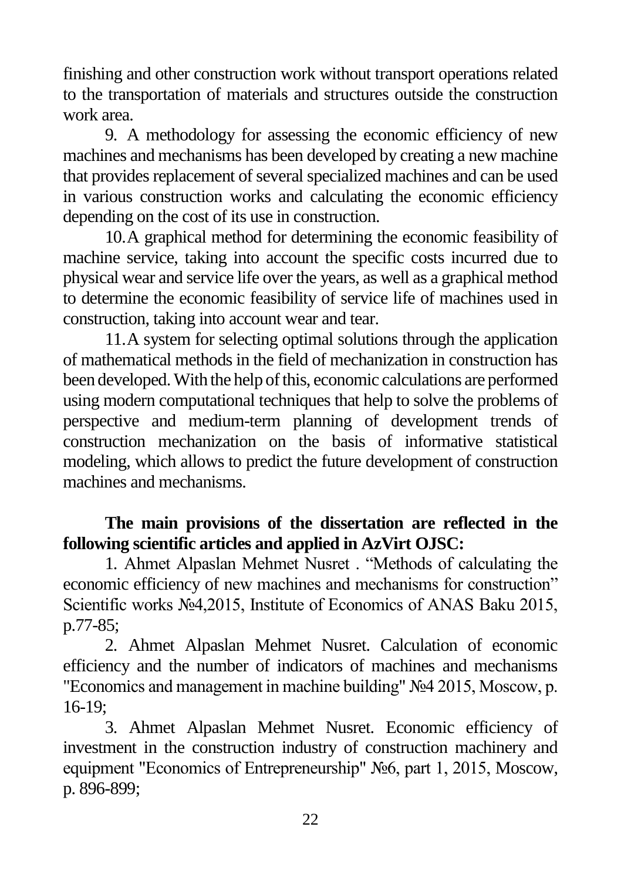finishing and other construction work without transport operations related to the transportation of materials and structures outside the construction work area.

9. A methodology for assessing the economic efficiency of new machines and mechanisms has been developed by creating a new machine that provides replacement of several specialized machines and can be used in various construction works and calculating the economic efficiency depending on the cost of its use in construction.

10. A graphical method for determining the economic feasibility of machine service, taking into account the specific costs incurred due to physical wear and service life over the years, as well as a graphical method to determine the economic feasibility of service life of machines used in construction, taking into account wear and tear.

11. A system for selecting optimal solutions through the application of mathematical methods in the field of mechanization in construction has been developed. With the help of this, economic calculations are performed using modern computational techniques that help to solve the problems of perspective and medium-term planning of development trends of construction mechanization on the basis of informative statistical modeling, which allows to predict the future development of construction machines and mechanisms.

**The main provisions of the dissertation are reflected in the following scientific articles and applied in AzVirt OJSC:**

1. Ahmet Alpaslan Mehmet Nusret . "Methods of calculating the economic efficiency of new machines and mechanisms for construction" Scientific works №4,2015, Institute of Economics of ANAS Baku 2015, p.77-85;

2. Ahmet Alpaslan Mehmet Nusret. Calculation of economic efficiency and the number of indicators of machines and mechanisms "Economics and management in machine building" №4 2015, Moscow, p. 16-19;

3. Ahmet Alpaslan Mehmet Nusret. Economic efficiency of investment in the construction industry of construction machinery and equipment "Economics of Entrepreneurship" №6, part 1, 2015, Moscow, p. 896-899;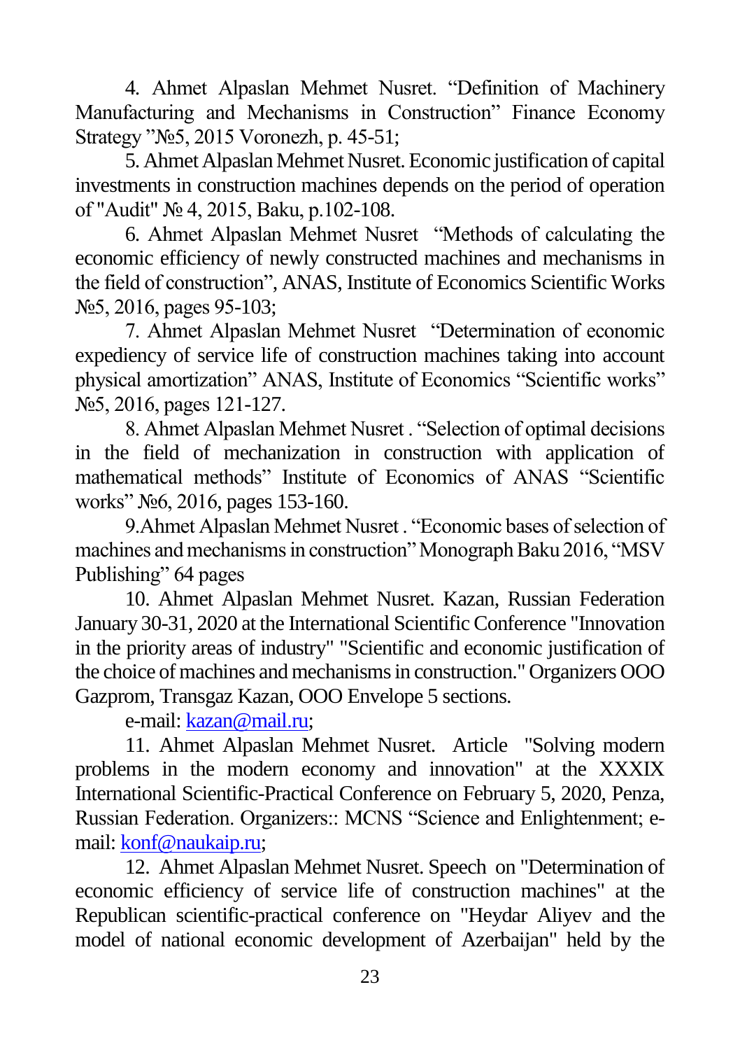4. Ahmet Alpaslan Mehmet Nusret. “Definition of Machinery Manufacturing and Mechanisms in Construction” Finance Economy Strategy ”№5, 2015 Voronezh, p. 45-51;

5. Ahmet Alpaslan Mehmet Nusret. Economic justification of capital investments in construction machines depends on the period of operation of "Audit" № 4, 2015, Baku, p.102-108.

6. Ahmet Alpaslan Mehmet Nusret “Methods of calculating the economic efficiency of newly constructed machines and mechanisms in the field of construction”, ANAS, Institute of Economics Scientific Works №5, 2016, pages 95-103;

7. Ahmet Alpaslan Mehmet Nusret “Determination of economic expediency of service life of construction machines taking into account physical amortization” ANAS, Institute of Economics “Scientific works” №5, 2016, pages 121-127.

8. Ahmet Alpaslan Mehmet Nusret . “Selection of optimal decisions in the field of mechanization in construction with application of mathematical methods” Institute of Economics of ANAS “Scientific works” №6, 2016, pages 153-160.

9.Ahmet Alpaslan Mehmet Nusret . “Economic bases of selection of machines and mechanisms in construction” Monograph Baku 2016, “MSV Publishing” 64 pages

10. Ahmet Alpaslan Mehmet Nusret. Kazan, Russian Federation January 30-31, 2020 at the International Scientific Conference "Innovation in the priority areas of industry" "Scientific and economic justification of the choice of machines and mechanisms in construction." Organizers OOO Gazprom, Transgaz Kazan, OOO Envelope 5 sections.

e-mail: kazan@mail.ru;

11. Ahmet Alpaslan Mehmet Nusret. Article "Solving modern problems in the modern economy and innovation" at the XXXIX International Scientific-Practical Conference on February 5, 2020, Penza, Russian Federation. Organizers:: MCNS “Science and Enlightenment; e-mail: konf@naukaip.ru;

12. Ahmet Alpaslan Mehmet Nusret. Speech on "Determination of economic efficiency of service life of construction machines" at the Republican scientific-practical conference on "Heydar Aliyev and the model of national economic development of Azerbaijan" held by the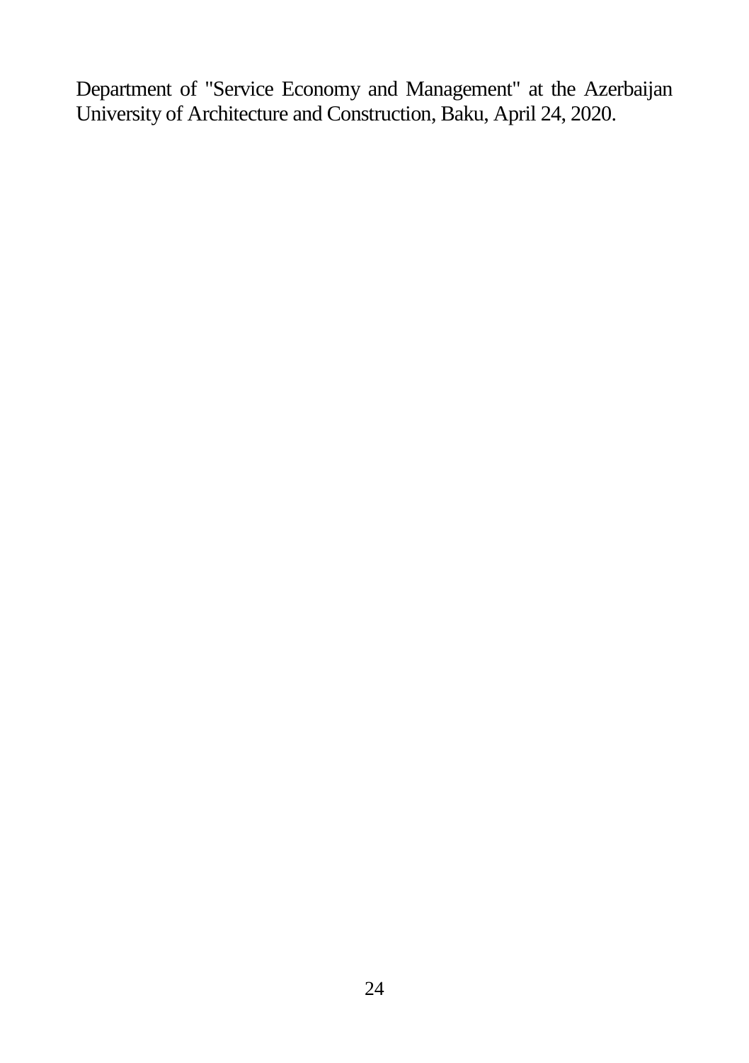Department of "Service Economy and Management" at the Azerbaijan University of Architecture and Construction, Baku, April 24, 2020.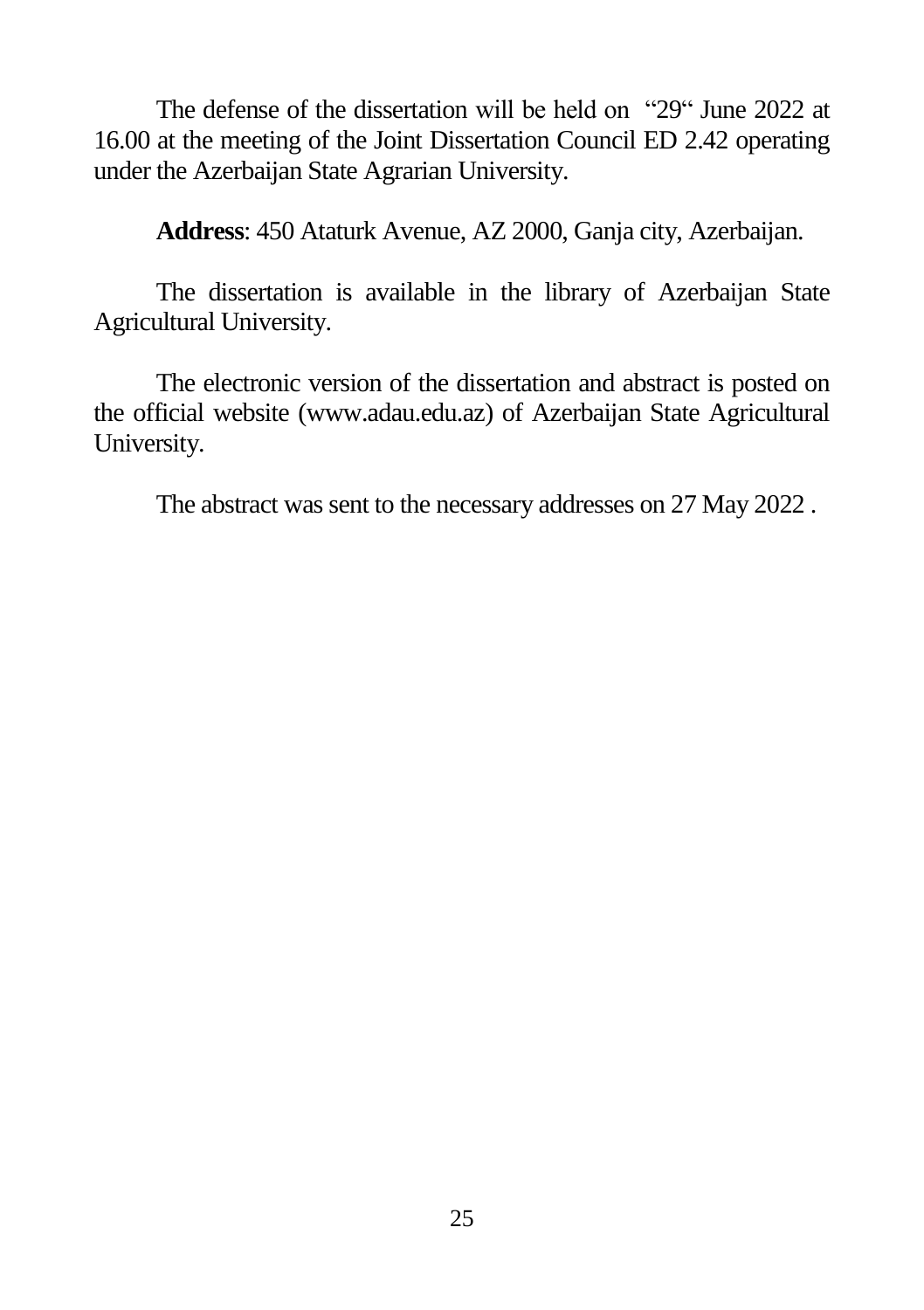The defense of the dissertation will be held on "29" June 2022 at 16.00 at the meeting of the Joint Dissertation Council ED 2.42 operating under the Azerbaijan State Agrarian University.

**Address**: 450 Ataturk Avenue, AZ 2000, Ganja city, Azerbaijan.

The dissertation is available in the library of Azerbaijan State Agricultural University.

The electronic version of the dissertation and abstract is posted on the official website (www.adau.edu.az) of Azerbaijan State Agricultural University.

The abstract was sent to the necessary addresses on 27 May 2022 .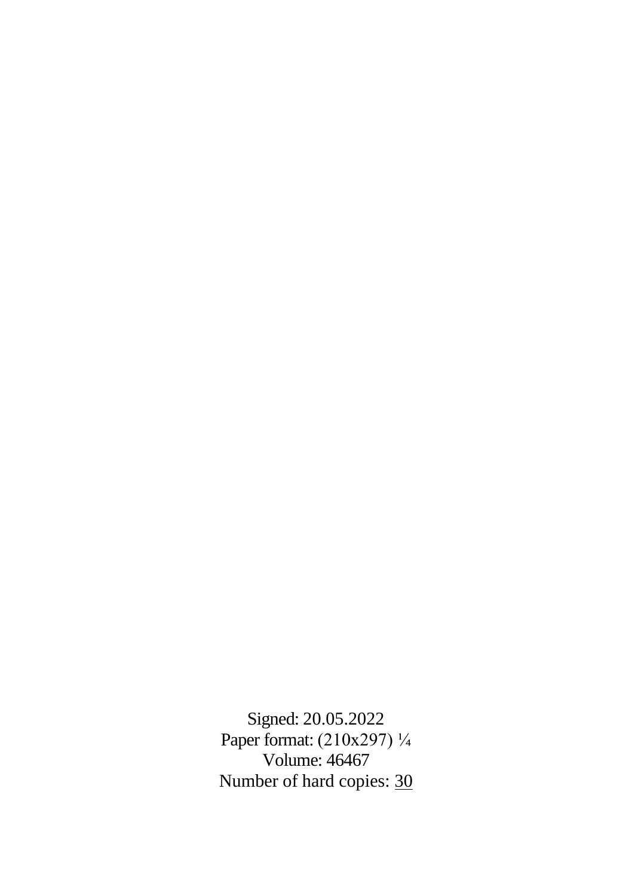Signed: 20.05.2022
Paper format: (210x297) ¼
Volume: 46467
Number of hard copies: 30